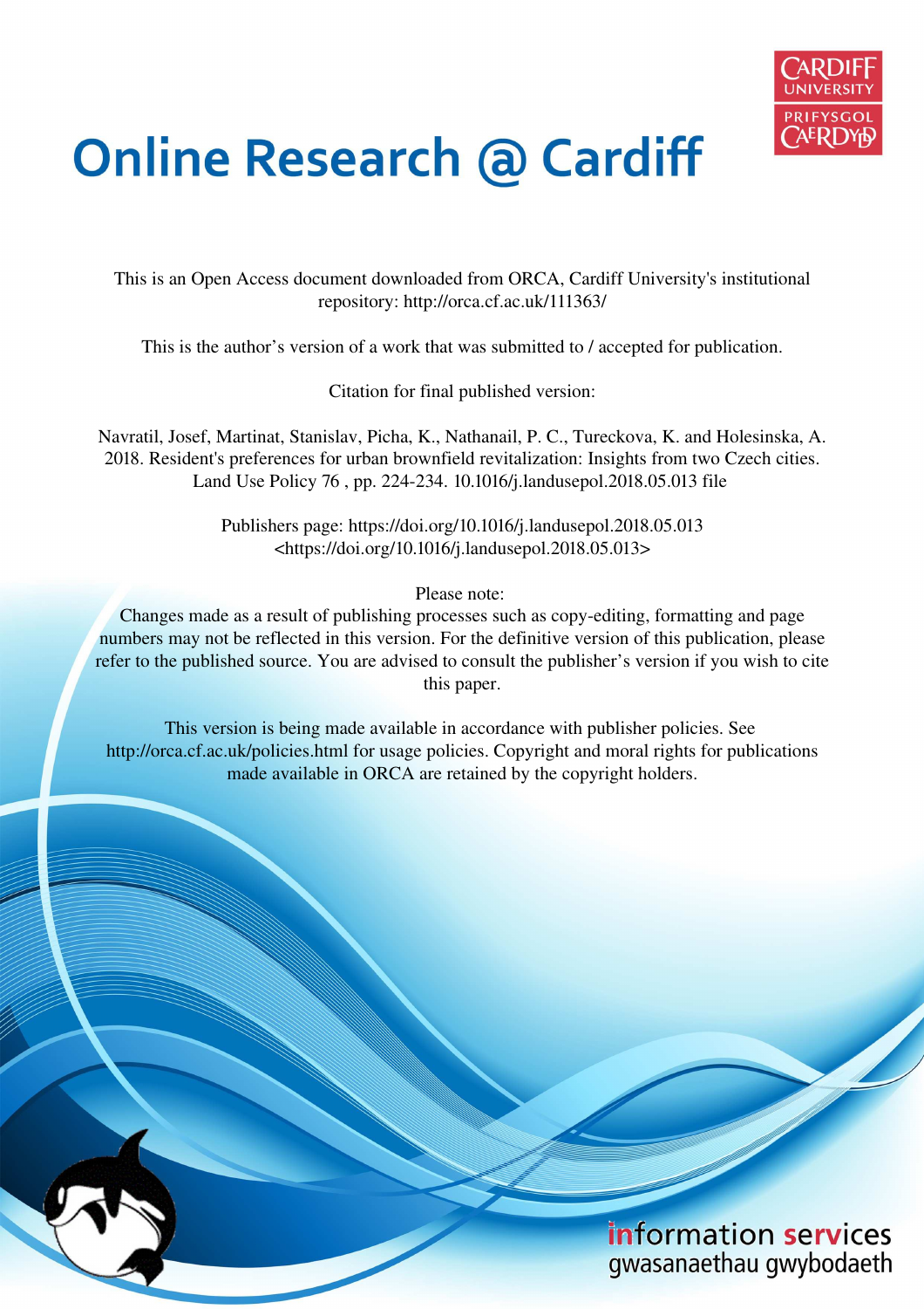# Online Research @ Cardiff

This is an Open Access document downloaded from ORCA, Cardiff University's institutional repository: http://orca.cf.ac.uk/111363/

This is the author's version of a work that was submitted to / accepted for publication.

Citation for final published version:

Navratil, Josef, Martinat, Stanislav, Picha, K., Nathanail, P. C., Tureckova, K. and Holesinska, A. 2018. Resident's preferences for urban brownfield revitalization: Insights from two Czech cities. Land Use Policy 76 , pp. 224-234. 10.1016/j.landusepol.2018.05.013 file

Publishers page: https://doi.org/10.1016/j.landusepol.2018.05.013 <https://doi.org/10.1016/j.landusepol.2018.05.013>

Please note:
Changes made as a result of publishing processes such as copy-editing, formatting and page numbers may not be reflected in this version. For the definitive version of this publication, please refer to the published source. You are advised to consult the publisher's version if you wish to cite this paper.

This version is being made available in accordance with publisher policies. See http://orca.cf.ac.uk/policies.html for usage policies. Copyright and moral rights for publications made available in ORCA are retained by the copyright holders.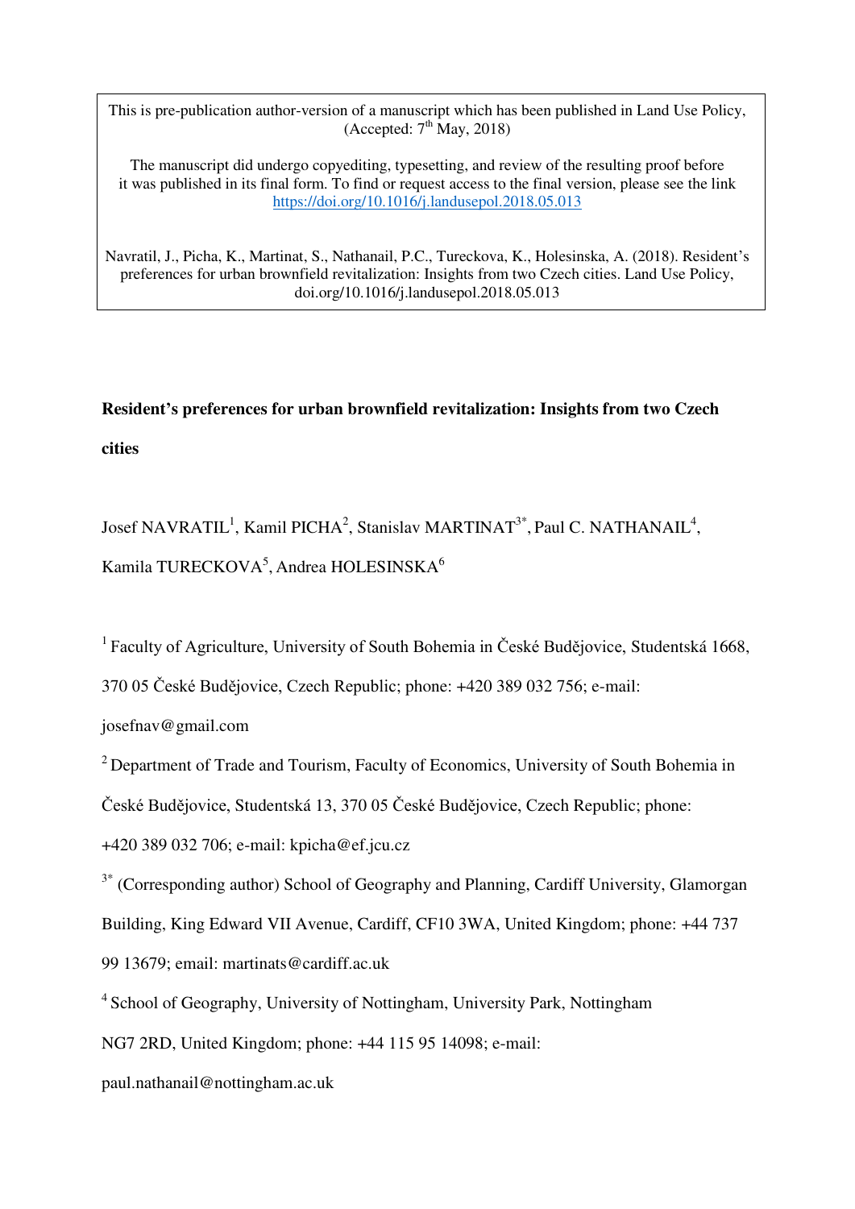This is pre-publication author-version of a manuscript which has been published in Land Use Policy, (Accepted: 7th May, 2018)

The manuscript did undergo copyediting, typesetting, and review of the resulting proof before it was published in its final form. To find or request access to the final version, please see the link https://doi.org/10.1016/j.landusepol.2018.05.013

Navratil, J., Picha, K., Martinat, S., Nathanail, P.C., Tureckova, K., Holesinska, A. (2018). Resident's preferences for urban brownfield revitalization: Insights from two Czech cities. Land Use Policy, doi.org/10.1016/j.landusepol.2018.05.013

**Resident's preferences for urban brownfield revitalization: Insights from two Czech cities**

Josef NAVRATIL[1], Kamil PICHA[2], Stanislav MARTINAT[3*], Paul C. NATHANAIL[4], Kamila TURECKOVA[5], Andrea HOLESINSKA[6]

[1] Faculty of Agriculture, University of South Bohemia in České Budějovice, Studentská 1668, 370 05 České Budějovice, Czech Republic; phone: +420 389 032 756; e-mail: josefnav@gmail.com

[2] Department of Trade and Tourism, Faculty of Economics, University of South Bohemia in České Budějovice, Studentská 13, 370 05 České Budějovice, Czech Republic; phone: +420 389 032 706; e-mail: kpicha@ef.jcu.cz

[3*] (Corresponding author) School of Geography and Planning, Cardiff University, Glamorgan Building, King Edward VII Avenue, Cardiff, CF10 3WA, United Kingdom; phone: +44 737 99 13679; email: martinats@cardiff.ac.uk

[4] School of Geography, University of Nottingham, University Park, Nottingham NG7 2RD, United Kingdom; phone: +44 115 95 14098; e-mail: paul.nathanail@nottingham.ac.uk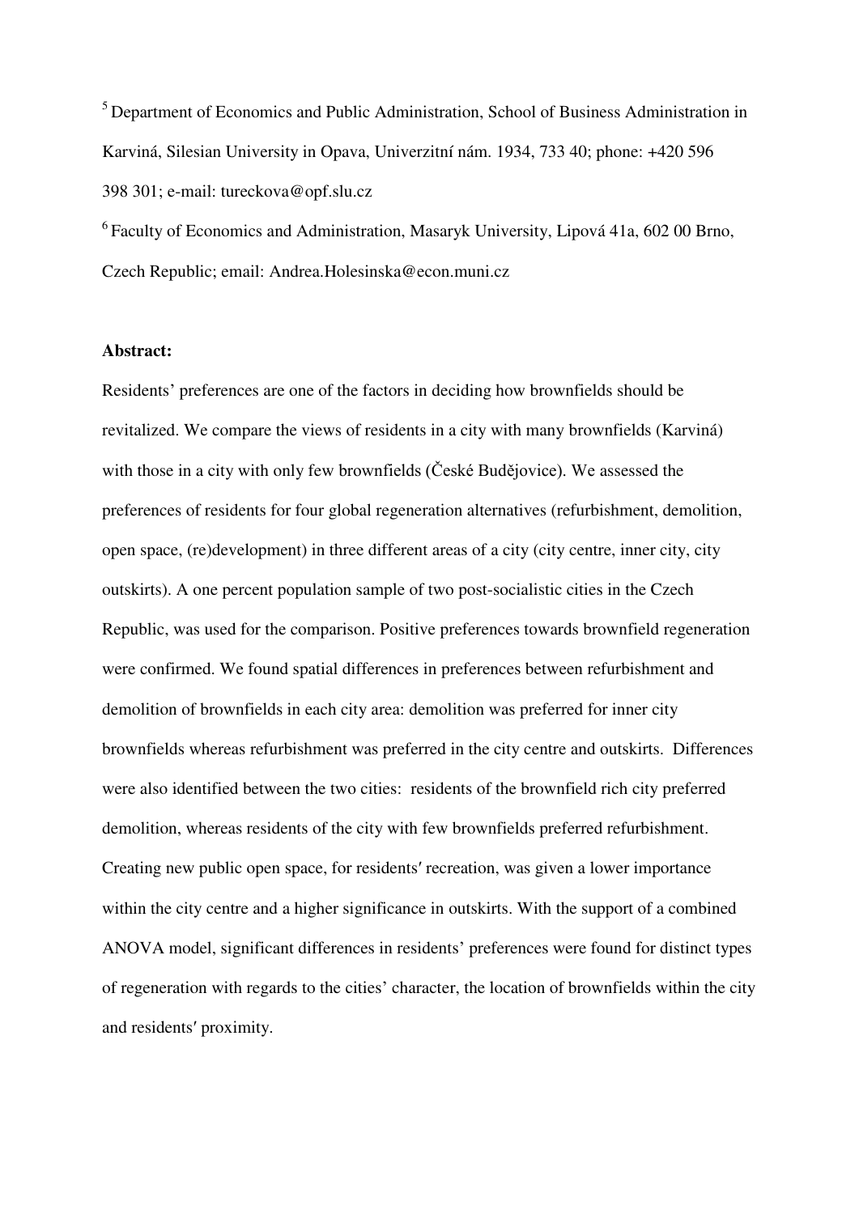[5] Department of Economics and Public Administration, School of Business Administration in Karviná, Silesian University in Opava, Univerzitní nám. 1934, 733 40; phone: +420 596 398 301; e-mail: tureckova@opf.slu.cz

[6] Faculty of Economics and Administration, Masaryk University, Lipová 41a, 602 00 Brno, Czech Republic; email: Andrea.Holesinska@econ.muni.cz

**Abstract:**

Residents' preferences are one of the factors in deciding how brownfields should be revitalized. We compare the views of residents in a city with many brownfields (Karviná) with those in a city with only few brownfields (České Budějovice). We assessed the preferences of residents for four global regeneration alternatives (refurbishment, demolition, open space, (re)development) in three different areas of a city (city centre, inner city, city outskirts). A one percent population sample of two post-socialistic cities in the Czech Republic, was used for the comparison. Positive preferences towards brownfield regeneration were confirmed. We found spatial differences in preferences between refurbishment and demolition of brownfields in each city area: demolition was preferred for inner city brownfields whereas refurbishment was preferred in the city centre and outskirts. Differences were also identified between the two cities: residents of the brownfield rich city preferred demolition, whereas residents of the city with few brownfields preferred refurbishment. Creating new public open space, for residents′ recreation, was given a lower importance within the city centre and a higher significance in outskirts. With the support of a combined ANOVA model, significant differences in residents' preferences were found for distinct types of regeneration with regards to the cities' character, the location of brownfields within the city and residents′ proximity.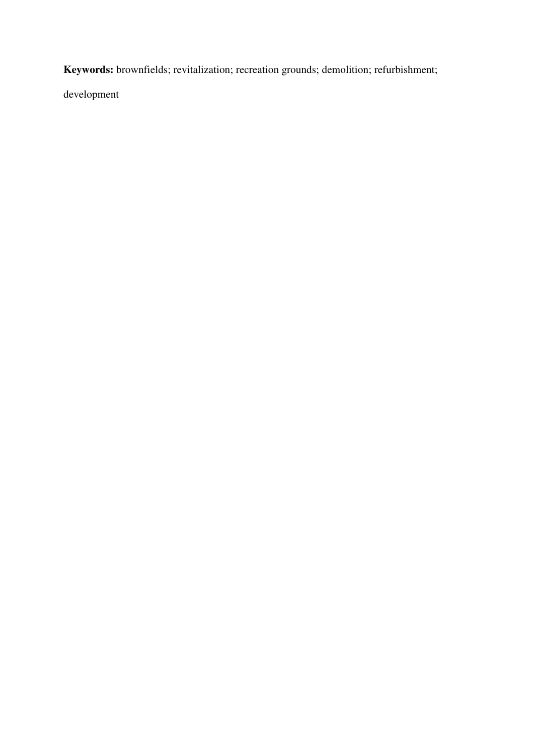**Keywords:** brownfields; revitalization; recreation grounds; demolition; refurbishment; development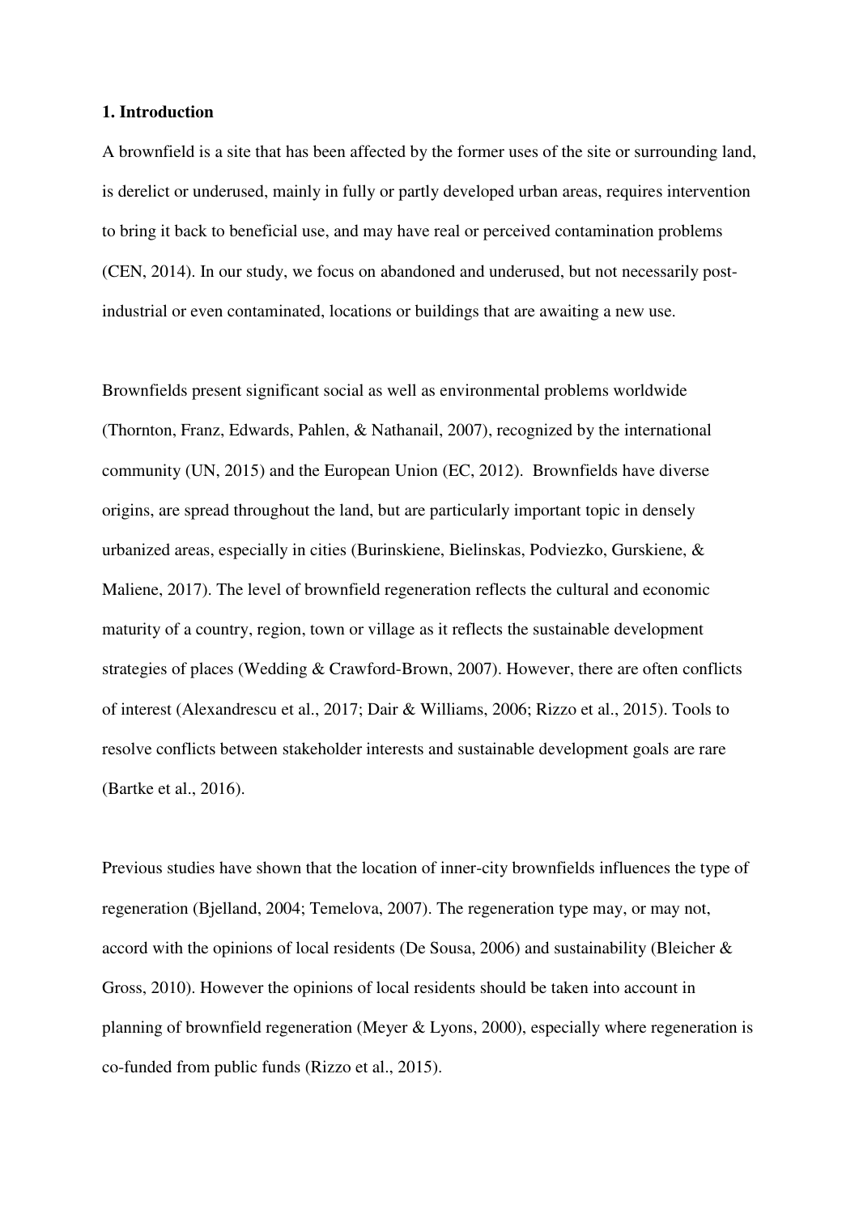## 1. Introduction

A brownfield is a site that has been affected by the former uses of the site or surrounding land, is derelict or underused, mainly in fully or partly developed urban areas, requires intervention to bring it back to beneficial use, and may have real or perceived contamination problems (CEN, 2014). In our study, we focus on abandoned and underused, but not necessarily post-industrial or even contaminated, locations or buildings that are awaiting a new use.

Brownfields present significant social as well as environmental problems worldwide (Thornton, Franz, Edwards, Pahlen, & Nathanail, 2007), recognized by the international community (UN, 2015) and the European Union (EC, 2012). Brownfields have diverse origins, are spread throughout the land, but are particularly important topic in densely urbanized areas, especially in cities (Burinskiene, Bielinskas, Podviezko, Gurskiene, & Maliene, 2017). The level of brownfield regeneration reflects the cultural and economic maturity of a country, region, town or village as it reflects the sustainable development strategies of places (Wedding & Crawford-Brown, 2007). However, there are often conflicts of interest (Alexandrescu et al., 2017; Dair & Williams, 2006; Rizzo et al., 2015). Tools to resolve conflicts between stakeholder interests and sustainable development goals are rare (Bartke et al., 2016).

Previous studies have shown that the location of inner-city brownfields influences the type of regeneration (Bjelland, 2004; Temelova, 2007). The regeneration type may, or may not, accord with the opinions of local residents (De Sousa, 2006) and sustainability (Bleicher & Gross, 2010). However the opinions of local residents should be taken into account in planning of brownfield regeneration (Meyer & Lyons, 2000), especially where regeneration is co-funded from public funds (Rizzo et al., 2015).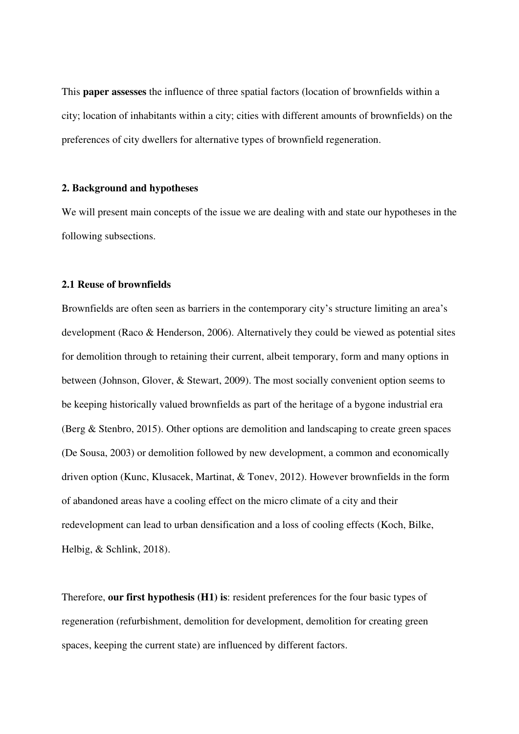This **paper assesses** the influence of three spatial factors (location of brownfields within a city; location of inhabitants within a city; cities with different amounts of brownfields) on the preferences of city dwellers for alternative types of brownfield regeneration.

## 2. Background and hypotheses

We will present main concepts of the issue we are dealing with and state our hypotheses in the following subsections.

### 2.1 Reuse of brownfields

Brownfields are often seen as barriers in the contemporary city's structure limiting an area's development (Raco & Henderson, 2006). Alternatively they could be viewed as potential sites for demolition through to retaining their current, albeit temporary, form and many options in between (Johnson, Glover, & Stewart, 2009). The most socially convenient option seems to be keeping historically valued brownfields as part of the heritage of a bygone industrial era (Berg & Stenbro, 2015). Other options are demolition and landscaping to create green spaces (De Sousa, 2003) or demolition followed by new development, a common and economically driven option (Kunc, Klusacek, Martinat, & Tonev, 2012). However brownfields in the form of abandoned areas have a cooling effect on the micro climate of a city and their redevelopment can lead to urban densification and a loss of cooling effects (Koch, Bilke, Helbig, & Schlink, 2018).

Therefore, **our first hypothesis (H1) is**: resident preferences for the four basic types of regeneration (refurbishment, demolition for development, demolition for creating green spaces, keeping the current state) are influenced by different factors.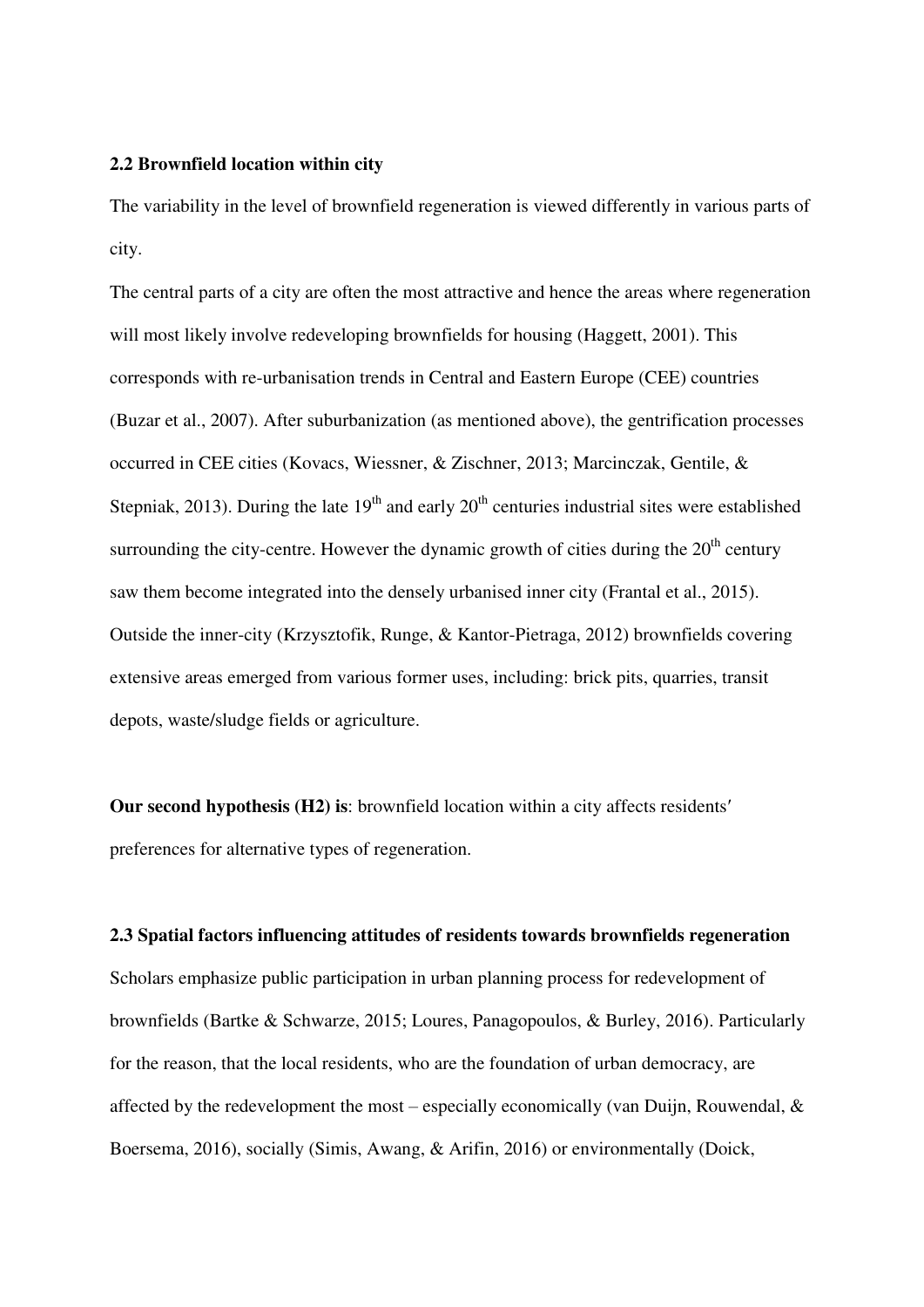### 2.2 Brownfield location within city

The variability in the level of brownfield regeneration is viewed differently in various parts of city.

The central parts of a city are often the most attractive and hence the areas where regeneration will most likely involve redeveloping brownfields for housing (Haggett, 2001). This corresponds with re-urbanisation trends in Central and Eastern Europe (CEE) countries (Buzar et al., 2007). After suburbanization (as mentioned above), the gentrification processes occurred in CEE cities (Kovacs, Wiessner, & Zischner, 2013; Marcinczak, Gentile, & Stepniak, 2013). During the late 19th and early 20th centuries industrial sites were established surrounding the city-centre. However the dynamic growth of cities during the 20th century saw them become integrated into the densely urbanised inner city (Frantal et al., 2015). Outside the inner-city (Krzysztofik, Runge, & Kantor-Pietraga, 2012) brownfields covering extensive areas emerged from various former uses, including: brick pits, quarries, transit depots, waste/sludge fields or agriculture.

**Our second hypothesis (H2) is**: brownfield location within a city affects residents′ preferences for alternative types of regeneration.

### 2.3 Spatial factors influencing attitudes of residents towards brownfields regeneration

Scholars emphasize public participation in urban planning process for redevelopment of brownfields (Bartke & Schwarze, 2015; Loures, Panagopoulos, & Burley, 2016). Particularly for the reason, that the local residents, who are the foundation of urban democracy, are affected by the redevelopment the most – especially economically (van Duijn, Rouwendal, & Boersema, 2016), socially (Simis, Awang, & Arifin, 2016) or environmentally (Doick,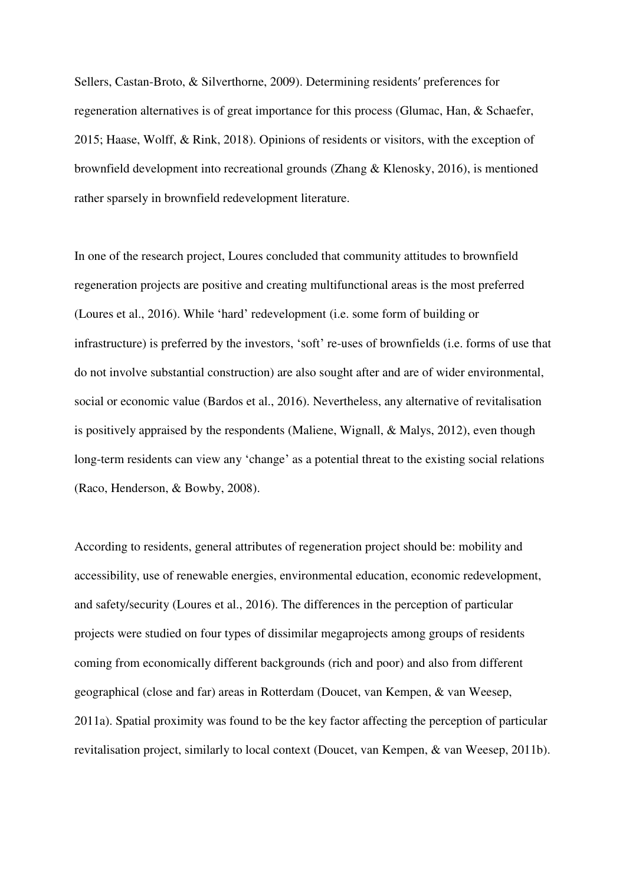Sellers, Castan-Broto, & Silverthorne, 2009). Determining residents′ preferences for regeneration alternatives is of great importance for this process (Glumac, Han, & Schaefer, 2015; Haase, Wolff, & Rink, 2018). Opinions of residents or visitors, with the exception of brownfield development into recreational grounds (Zhang & Klenosky, 2016), is mentioned rather sparsely in brownfield redevelopment literature.

In one of the research project, Loures concluded that community attitudes to brownfield regeneration projects are positive and creating multifunctional areas is the most preferred (Loures et al., 2016). While 'hard' redevelopment (i.e. some form of building or infrastructure) is preferred by the investors, 'soft' re-uses of brownfields (i.e. forms of use that do not involve substantial construction) are also sought after and are of wider environmental, social or economic value (Bardos et al., 2016). Nevertheless, any alternative of revitalisation is positively appraised by the respondents (Maliene, Wignall, & Malys, 2012), even though long-term residents can view any 'change' as a potential threat to the existing social relations (Raco, Henderson, & Bowby, 2008).

According to residents, general attributes of regeneration project should be: mobility and accessibility, use of renewable energies, environmental education, economic redevelopment, and safety/security (Loures et al., 2016). The differences in the perception of particular projects were studied on four types of dissimilar megaprojects among groups of residents coming from economically different backgrounds (rich and poor) and also from different geographical (close and far) areas in Rotterdam (Doucet, van Kempen, & van Weesep, 2011a). Spatial proximity was found to be the key factor affecting the perception of particular revitalisation project, similarly to local context (Doucet, van Kempen, & van Weesep, 2011b).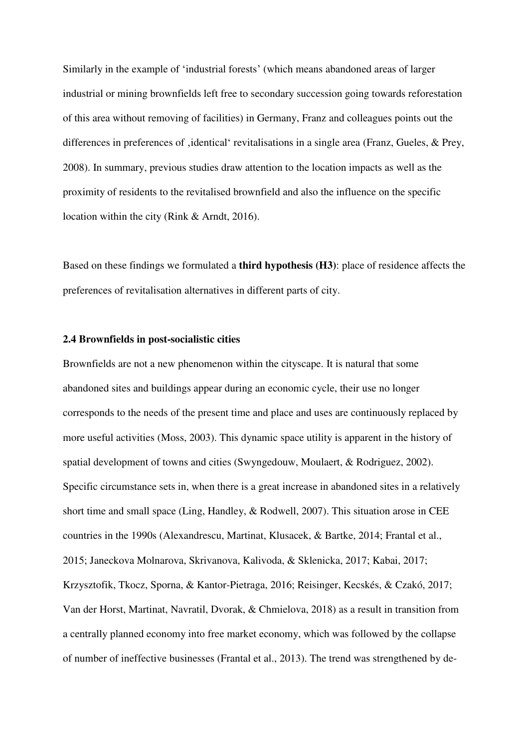Similarly in the example of 'industrial forests' (which means abandoned areas of larger industrial or mining brownfields left free to secondary succession going towards reforestation of this area without removing of facilities) in Germany, Franz and colleagues points out the differences in preferences of ‚identical' revitalisations in a single area (Franz, Gueles, & Prey, 2008). In summary, previous studies draw attention to the location impacts as well as the proximity of residents to the revitalised brownfield and also the influence on the specific location within the city (Rink & Arndt, 2016).

Based on these findings we formulated a **third hypothesis (H3)**: place of residence affects the preferences of revitalisation alternatives in different parts of city.

### 2.4 Brownfields in post-socialistic cities

Brownfields are not a new phenomenon within the cityscape. It is natural that some abandoned sites and buildings appear during an economic cycle, their use no longer corresponds to the needs of the present time and place and uses are continuously replaced by more useful activities (Moss, 2003). This dynamic space utility is apparent in the history of spatial development of towns and cities (Swyngedouw, Moulaert, & Rodriguez, 2002). Specific circumstance sets in, when there is a great increase in abandoned sites in a relatively short time and small space (Ling, Handley, & Rodwell, 2007). This situation arose in CEE countries in the 1990s (Alexandrescu, Martinat, Klusacek, & Bartke, 2014; Frantal et al., 2015; Janeckova Molnarova, Skrivanova, Kalivoda, & Sklenicka, 2017; Kabai, 2017; Krzysztofik, Tkocz, Sporna, & Kantor-Pietraga, 2016; Reisinger, Kecskés, & Czakó, 2017; Van der Horst, Martinat, Navratil, Dvorak, & Chmielova, 2018) as a result in transition from a centrally planned economy into free market economy, which was followed by the collapse of number of ineffective businesses (Frantal et al., 2013). The trend was strengthened by de-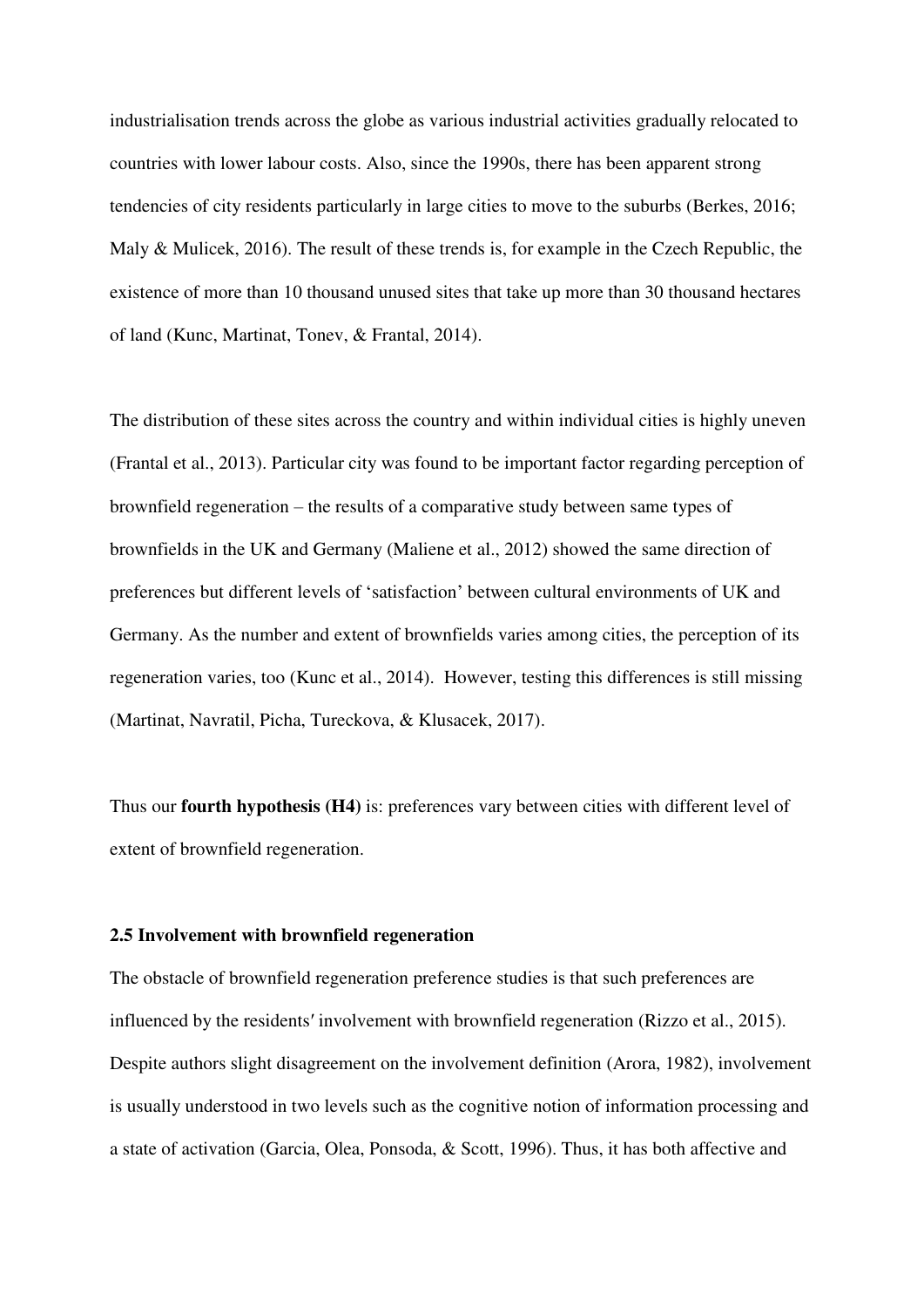industrialisation trends across the globe as various industrial activities gradually relocated to countries with lower labour costs. Also, since the 1990s, there has been apparent strong tendencies of city residents particularly in large cities to move to the suburbs (Berkes, 2016; Maly & Mulicek, 2016). The result of these trends is, for example in the Czech Republic, the existence of more than 10 thousand unused sites that take up more than 30 thousand hectares of land (Kunc, Martinat, Tonev, & Frantal, 2014).

The distribution of these sites across the country and within individual cities is highly uneven (Frantal et al., 2013). Particular city was found to be important factor regarding perception of brownfield regeneration – the results of a comparative study between same types of brownfields in the UK and Germany (Maliene et al., 2012) showed the same direction of preferences but different levels of 'satisfaction' between cultural environments of UK and Germany. As the number and extent of brownfields varies among cities, the perception of its regeneration varies, too (Kunc et al., 2014). However, testing this differences is still missing (Martinat, Navratil, Picha, Tureckova, & Klusacek, 2017).

Thus our **fourth hypothesis (H4)** is: preferences vary between cities with different level of extent of brownfield regeneration.

### 2.5 Involvement with brownfield regeneration

The obstacle of brownfield regeneration preference studies is that such preferences are influenced by the residents′ involvement with brownfield regeneration (Rizzo et al., 2015). Despite authors slight disagreement on the involvement definition (Arora, 1982), involvement is usually understood in two levels such as the cognitive notion of information processing and a state of activation (Garcia, Olea, Ponsoda, & Scott, 1996). Thus, it has both affective and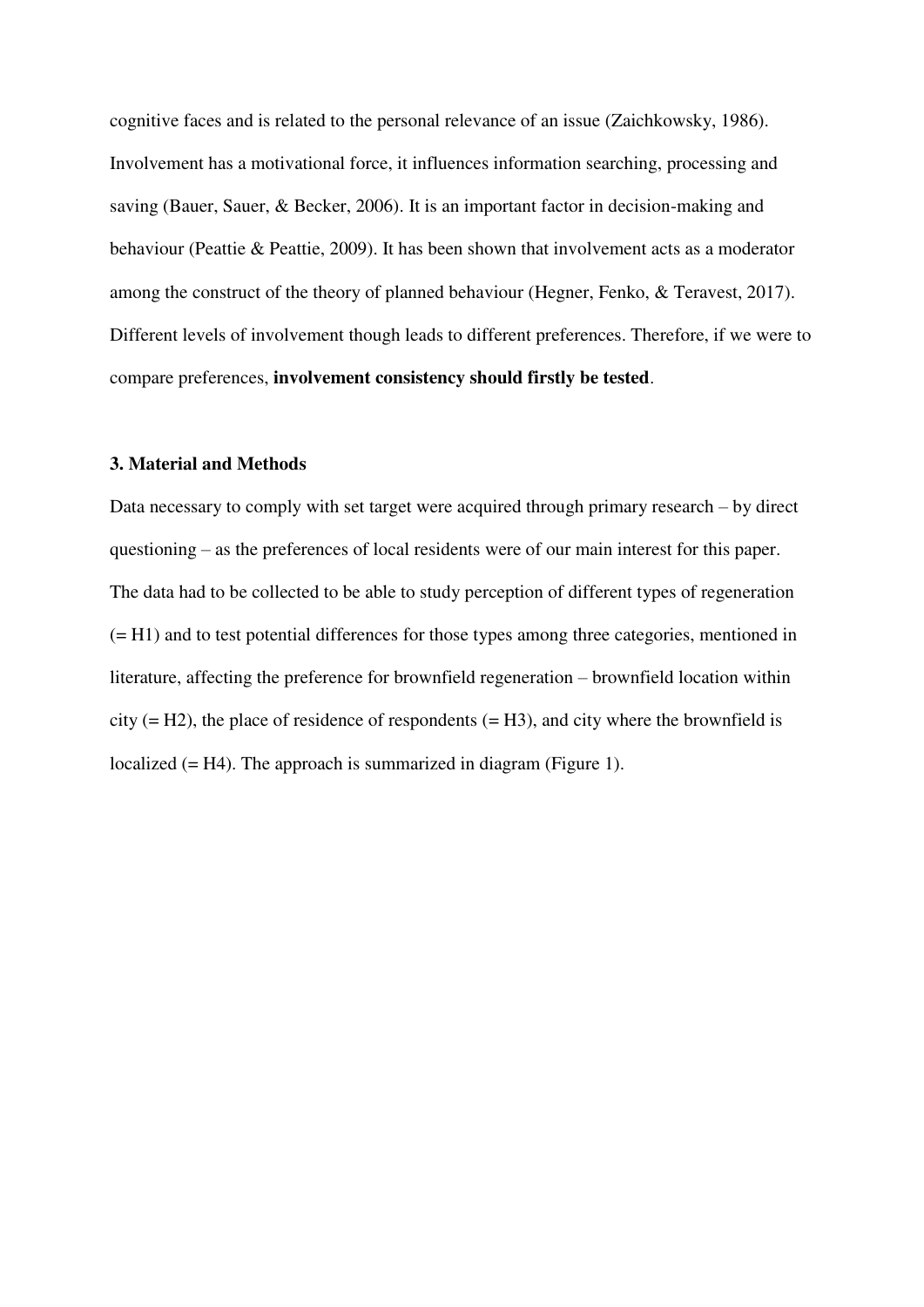cognitive faces and is related to the personal relevance of an issue (Zaichkowsky, 1986). Involvement has a motivational force, it influences information searching, processing and saving (Bauer, Sauer, & Becker, 2006). It is an important factor in decision-making and behaviour (Peattie & Peattie, 2009). It has been shown that involvement acts as a moderator among the construct of the theory of planned behaviour (Hegner, Fenko, & Teravest, 2017). Different levels of involvement though leads to different preferences. Therefore, if we were to compare preferences, **involvement consistency should firstly be tested**.

### 3. Material and Methods

Data necessary to comply with set target were acquired through primary research – by direct questioning – as the preferences of local residents were of our main interest for this paper. The data had to be collected to be able to study perception of different types of regeneration (= H1) and to test potential differences for those types among three categories, mentioned in literature, affecting the preference for brownfield regeneration – brownfield location within city (= H2), the place of residence of respondents (= H3), and city where the brownfield is localized (= H4). The approach is summarized in diagram (Figure 1).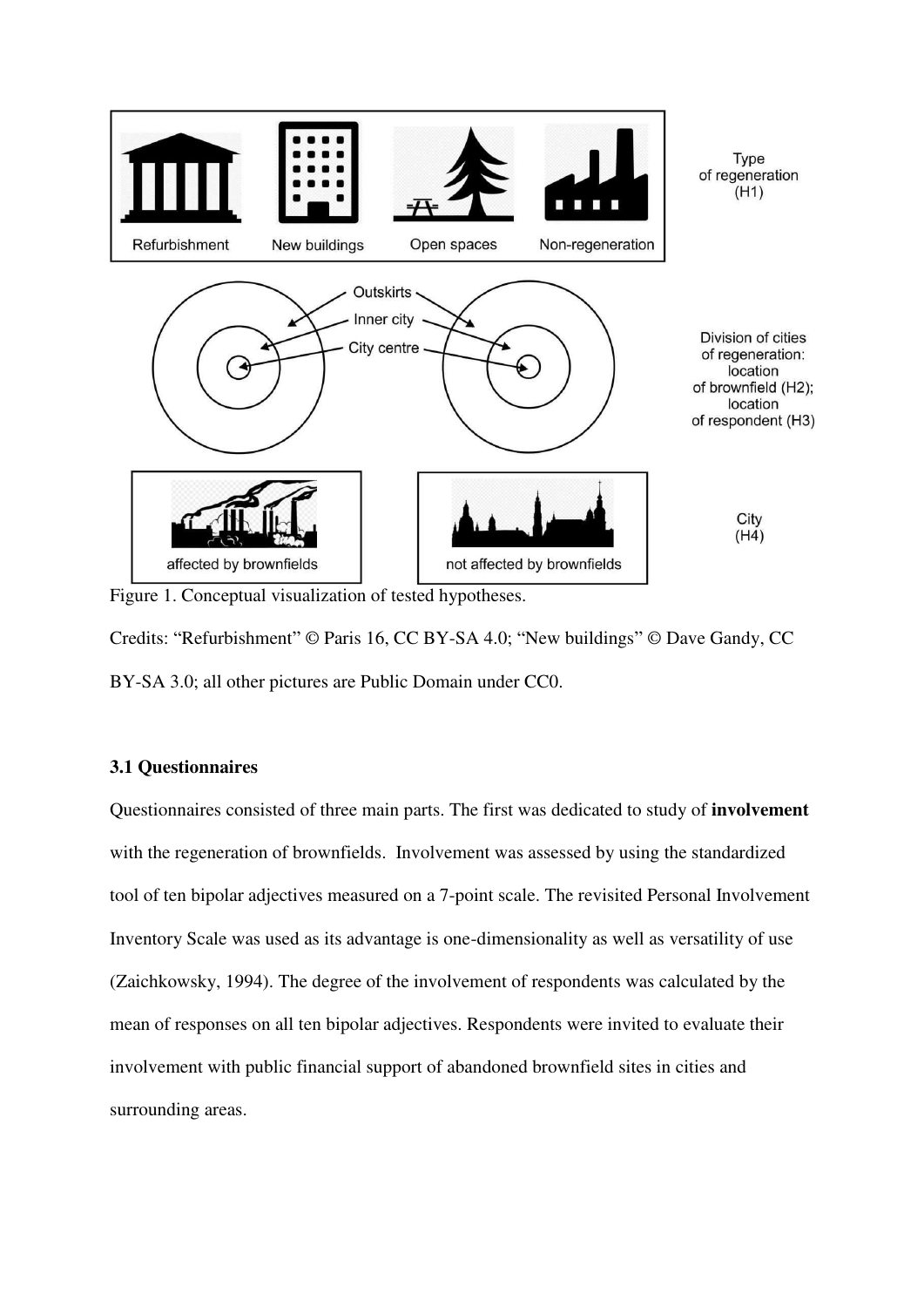Figure 1. Conceptual visualization of tested hypotheses.

Credits: "Refurbishment" © Paris 16, CC BY-SA 4.0; "New buildings" © Dave Gandy, CC BY-SA 3.0; all other pictures are Public Domain under CC0.

### 3.1 Questionnaires

Questionnaires consisted of three main parts. The first was dedicated to study of **involvement** with the regeneration of brownfields. Involvement was assessed by using the standardized tool of ten bipolar adjectives measured on a 7-point scale. The revisited Personal Involvement Inventory Scale was used as its advantage is one-dimensionality as well as versatility of use (Zaichkowsky, 1994). The degree of the involvement of respondents was calculated by the mean of responses on all ten bipolar adjectives. Respondents were invited to evaluate their involvement with public financial support of abandoned brownfield sites in cities and surrounding areas.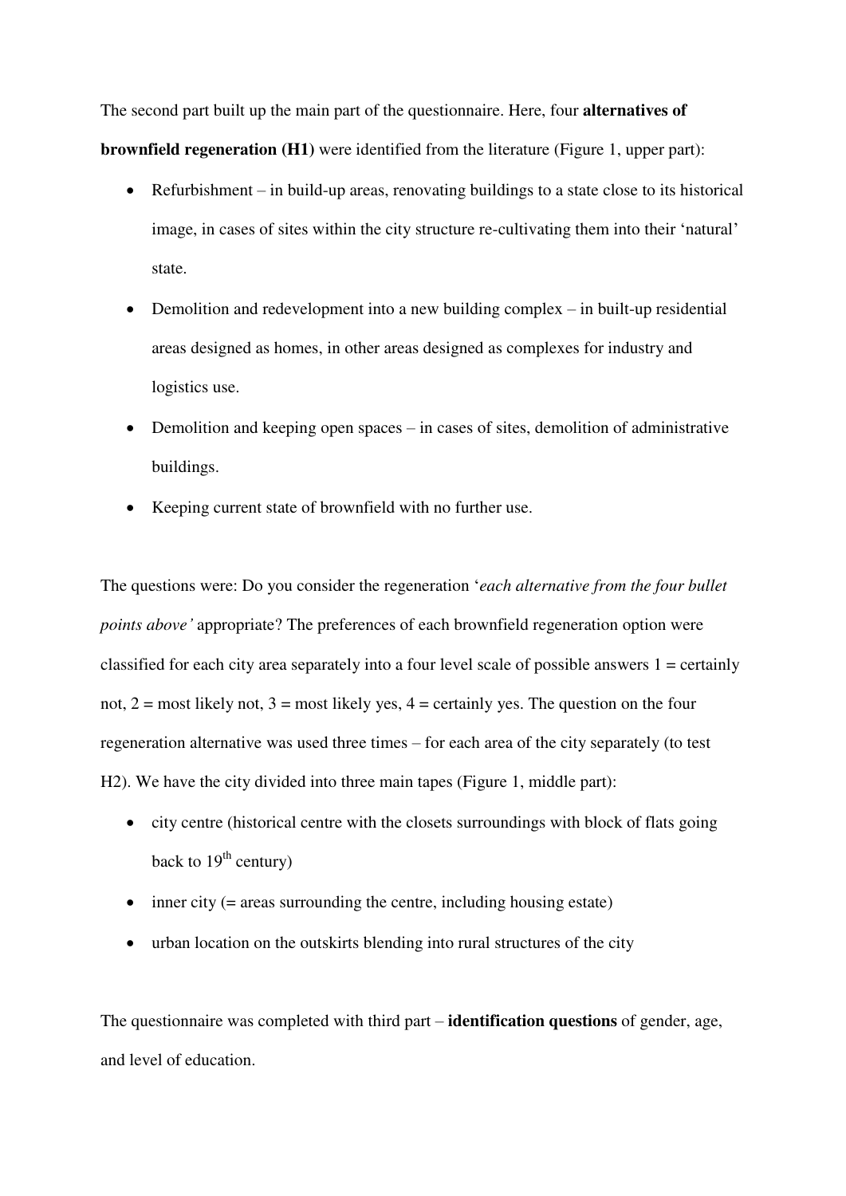The second part built up the main part of the questionnaire. Here, four **alternatives of brownfield regeneration (H1)** were identified from the literature (Figure 1, upper part):

- Refurbishment – in build-up areas, renovating buildings to a state close to its historical image, in cases of sites within the city structure re-cultivating them into their 'natural' state.
- Demolition and redevelopment into a new building complex – in built-up residential areas designed as homes, in other areas designed as complexes for industry and logistics use.
- Demolition and keeping open spaces – in cases of sites, demolition of administrative buildings.
- Keeping current state of brownfield with no further use.

The questions were: Do you consider the regeneration '*each alternative from the four bullet points above'* appropriate? The preferences of each brownfield regeneration option were classified for each city area separately into a four level scale of possible answers 1 = certainly not, 2 = most likely not, 3 = most likely yes, 4 = certainly yes. The question on the four regeneration alternative was used three times – for each area of the city separately (to test H2). We have the city divided into three main tapes (Figure 1, middle part):

- city centre (historical centre with the closets surroundings with block of flats going back to 19th century)
- inner city (= areas surrounding the centre, including housing estate)
- urban location on the outskirts blending into rural structures of the city

The questionnaire was completed with third part – **identification questions** of gender, age, and level of education.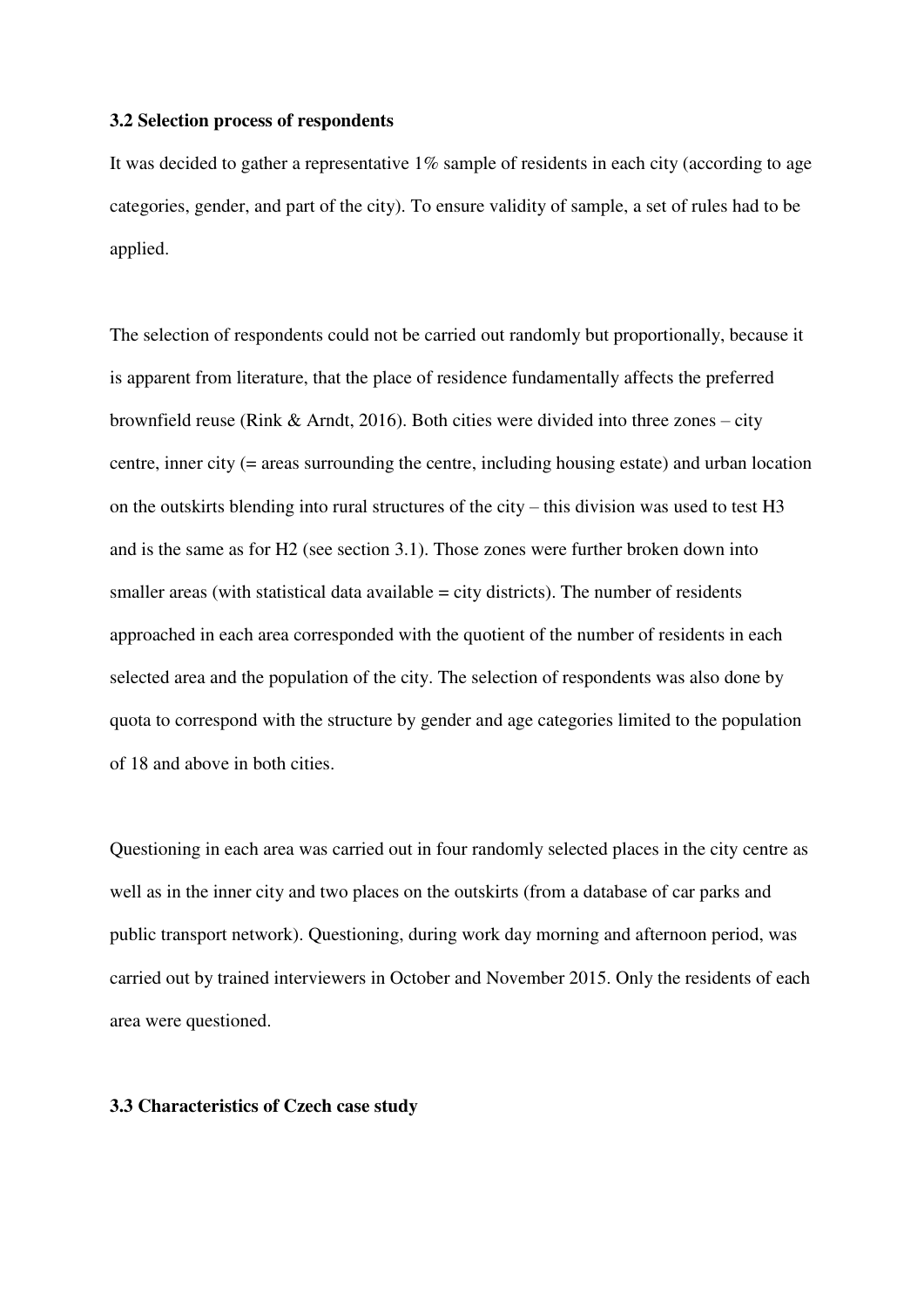### 3.2 Selection process of respondents

It was decided to gather a representative 1% sample of residents in each city (according to age categories, gender, and part of the city). To ensure validity of sample, a set of rules had to be applied.

The selection of respondents could not be carried out randomly but proportionally, because it is apparent from literature, that the place of residence fundamentally affects the preferred brownfield reuse (Rink & Arndt, 2016). Both cities were divided into three zones – city centre, inner city (= areas surrounding the centre, including housing estate) and urban location on the outskirts blending into rural structures of the city – this division was used to test H3 and is the same as for H2 (see section 3.1). Those zones were further broken down into smaller areas (with statistical data available = city districts). The number of residents approached in each area corresponded with the quotient of the number of residents in each selected area and the population of the city. The selection of respondents was also done by quota to correspond with the structure by gender and age categories limited to the population of 18 and above in both cities.

Questioning in each area was carried out in four randomly selected places in the city centre as well as in the inner city and two places on the outskirts (from a database of car parks and public transport network). Questioning, during work day morning and afternoon period, was carried out by trained interviewers in October and November 2015. Only the residents of each area were questioned.

### 3.3 Characteristics of Czech case study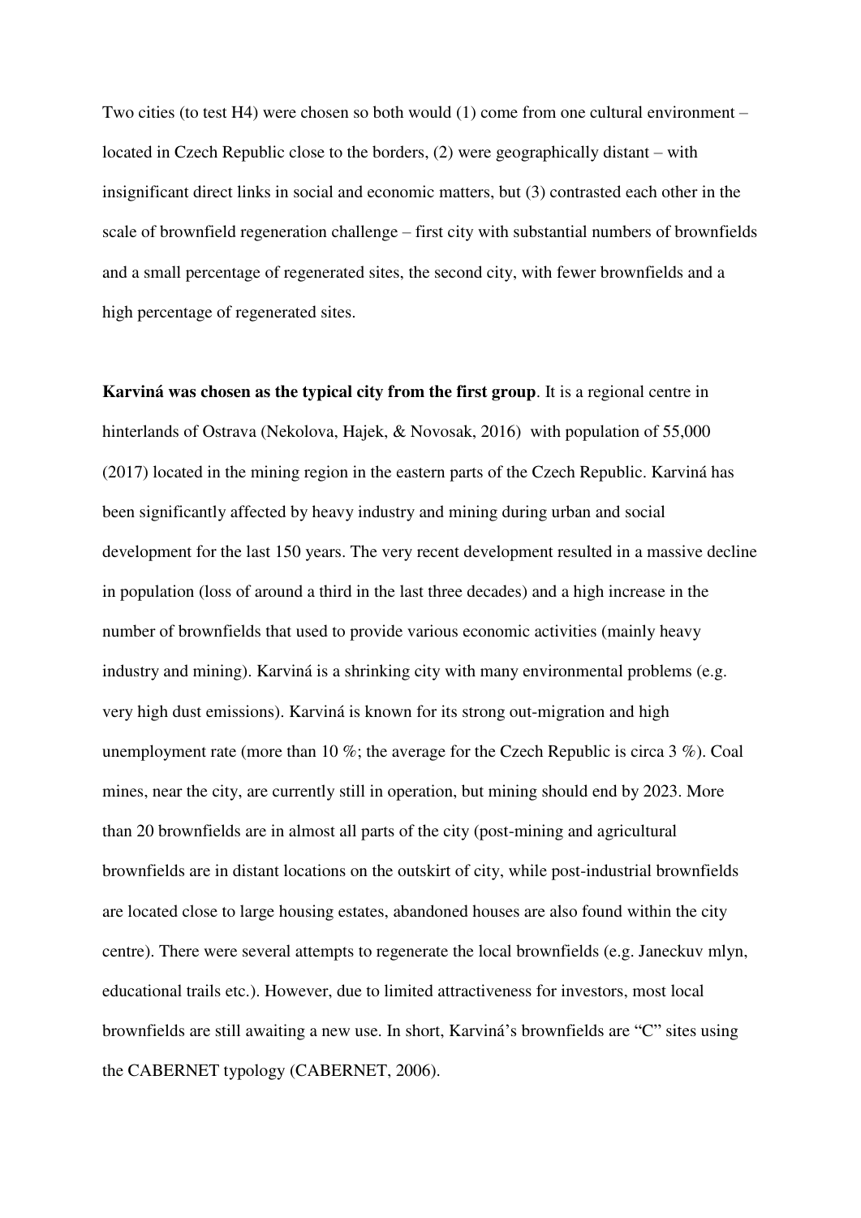Two cities (to test H4) were chosen so both would (1) come from one cultural environment – located in Czech Republic close to the borders, (2) were geographically distant – with insignificant direct links in social and economic matters, but (3) contrasted each other in the scale of brownfield regeneration challenge – first city with substantial numbers of brownfields and a small percentage of regenerated sites, the second city, with fewer brownfields and a high percentage of regenerated sites.

**Karviná was chosen as the typical city from the first group**. It is a regional centre in hinterlands of Ostrava (Nekolova, Hajek, & Novosak, 2016) with population of 55,000 (2017) located in the mining region in the eastern parts of the Czech Republic. Karviná has been significantly affected by heavy industry and mining during urban and social development for the last 150 years. The very recent development resulted in a massive decline in population (loss of around a third in the last three decades) and a high increase in the number of brownfields that used to provide various economic activities (mainly heavy industry and mining). Karviná is a shrinking city with many environmental problems (e.g. very high dust emissions). Karviná is known for its strong out-migration and high unemployment rate (more than 10 %; the average for the Czech Republic is circa 3 %). Coal mines, near the city, are currently still in operation, but mining should end by 2023. More than 20 brownfields are in almost all parts of the city (post-mining and agricultural brownfields are in distant locations on the outskirt of city, while post-industrial brownfields are located close to large housing estates, abandoned houses are also found within the city centre). There were several attempts to regenerate the local brownfields (e.g. Janeckuv mlyn, educational trails etc.). However, due to limited attractiveness for investors, most local brownfields are still awaiting a new use. In short, Karviná's brownfields are "C" sites using the CABERNET typology (CABERNET, 2006).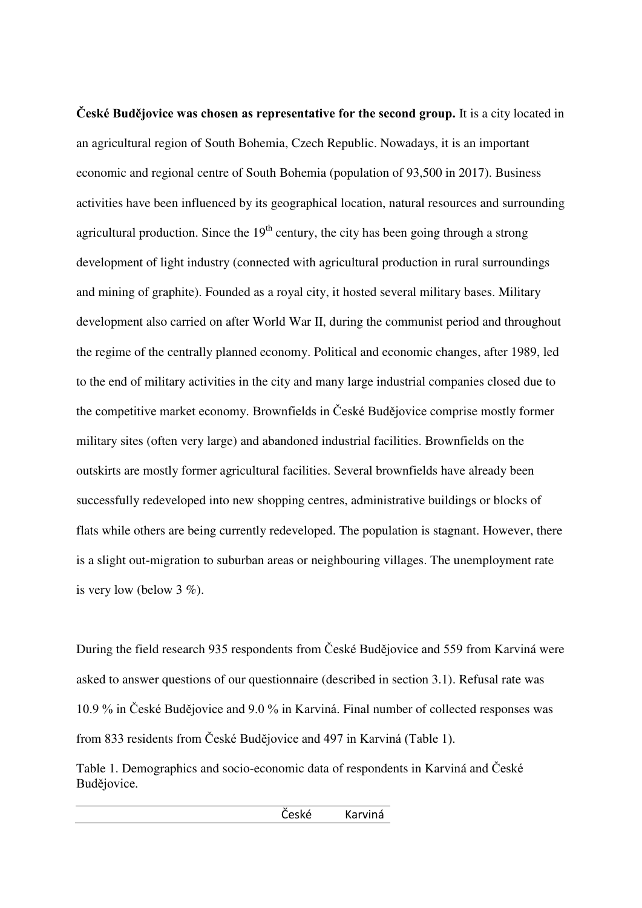**České Budějovice was chosen as representative for the second group.** It is a city located in an agricultural region of South Bohemia, Czech Republic. Nowadays, it is an important economic and regional centre of South Bohemia (population of 93,500 in 2017). Business activities have been influenced by its geographical location, natural resources and surrounding agricultural production. Since the 19th century, the city has been going through a strong development of light industry (connected with agricultural production in rural surroundings and mining of graphite). Founded as a royal city, it hosted several military bases. Military development also carried on after World War II, during the communist period and throughout the regime of the centrally planned economy. Political and economic changes, after 1989, led to the end of military activities in the city and many large industrial companies closed due to the competitive market economy. Brownfields in České Budějovice comprise mostly former military sites (often very large) and abandoned industrial facilities. Brownfields on the outskirts are mostly former agricultural facilities. Several brownfields have already been successfully redeveloped into new shopping centres, administrative buildings or blocks of flats while others are being currently redeveloped. The population is stagnant. However, there is a slight out-migration to suburban areas or neighbouring villages. The unemployment rate is very low (below 3 %).

During the field research 935 respondents from České Budějovice and 559 from Karviná were asked to answer questions of our questionnaire (described in section 3.1). Refusal rate was 10.9 % in České Budějovice and 9.0 % in Karviná. Final number of collected responses was from 833 residents from České Budějovice and 497 in Karviná (Table 1).

Table 1. Demographics and socio-economic data of respondents in Karviná and České Budějovice.

| | České | Karviná |
|---|---|---|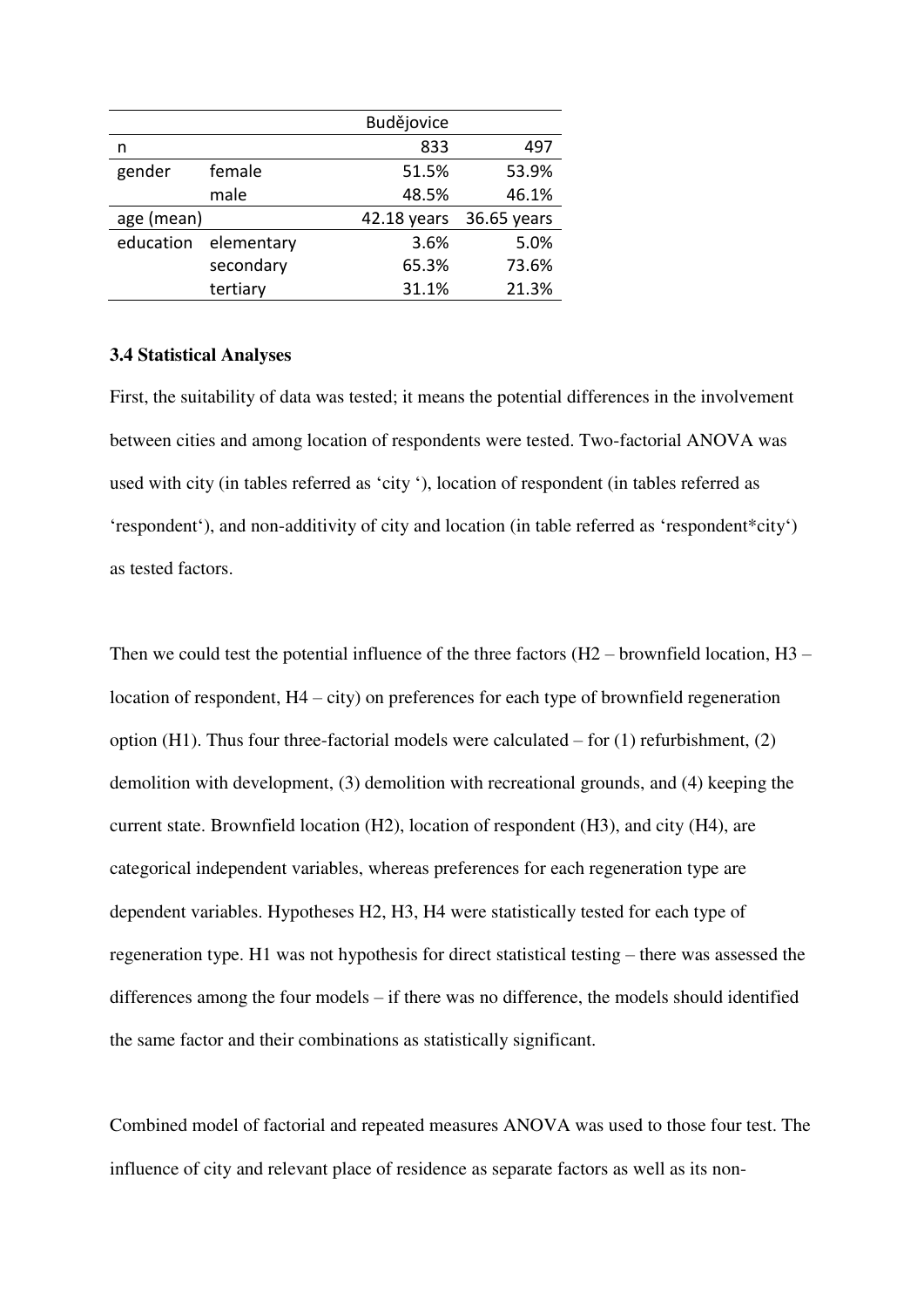|  |  | Budějovice |  |
|---|---|---|---|
| n |  | 833 | 497 |
| gender | female | 51.5% | 53.9% |
|  | male | 48.5% | 46.1% |
| age (mean) |  | 42.18 years | 36.65 years |
| education | elementary | 3.6% | 5.0% |
|  | secondary | 65.3% | 73.6% |
|  | tertiary | 31.1% | 21.3% |

### 3.4 Statistical Analyses

First, the suitability of data was tested; it means the potential differences in the involvement between cities and among location of respondents were tested. Two-factorial ANOVA was used with city (in tables referred as 'city '), location of respondent (in tables referred as 'respondent'), and non-additivity of city and location (in table referred as 'respondent*city') as tested factors.

Then we could test the potential influence of the three factors (H2 – brownfield location, H3 – location of respondent, H4 – city) on preferences for each type of brownfield regeneration option (H1). Thus four three-factorial models were calculated – for (1) refurbishment, (2) demolition with development, (3) demolition with recreational grounds, and (4) keeping the current state. Brownfield location (H2), location of respondent (H3), and city (H4), are categorical independent variables, whereas preferences for each regeneration type are dependent variables. Hypotheses H2, H3, H4 were statistically tested for each type of regeneration type. H1 was not hypothesis for direct statistical testing – there was assessed the differences among the four models – if there was no difference, the models should identified the same factor and their combinations as statistically significant.

Combined model of factorial and repeated measures ANOVA was used to those four test. The influence of city and relevant place of residence as separate factors as well as its non-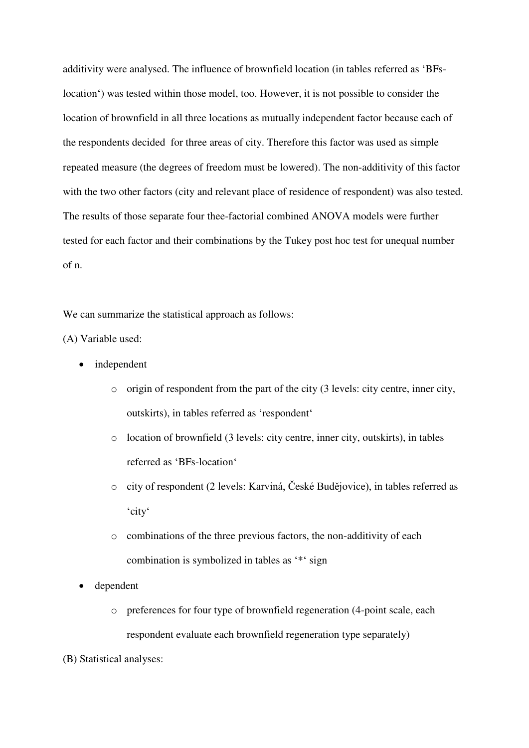additivity were analysed. The influence of brownfield location (in tables referred as ‘BFs-location‘) was tested within those model, too. However, it is not possible to consider the location of brownfield in all three locations as mutually independent factor because each of the respondents decided  for three areas of city. Therefore this factor was used as simple repeated measure (the degrees of freedom must be lowered). The non-additivity of this factor with the two other factors (city and relevant place of residence of respondent) was also tested. The results of those separate four thee-factorial combined ANOVA models were further tested for each factor and their combinations by the Tukey post hoc test for unequal number of n.

We can summarize the statistical approach as follows:

(A) Variable used:

- independent
  - origin of respondent from the part of the city (3 levels: city centre, inner city, outskirts), in tables referred as ‘respondent‘
  - location of brownfield (3 levels: city centre, inner city, outskirts), in tables referred as ‘BFs-location‘
  - city of respondent (2 levels: Karviná, České Budějovice), in tables referred as ‘city‘
  - combinations of the three previous factors, the non-additivity of each combination is symbolized in tables as ‘*‘ sign
- dependent
  - preferences for four type of brownfield regeneration (4-point scale, each respondent evaluate each brownfield regeneration type separately)

(B) Statistical analyses: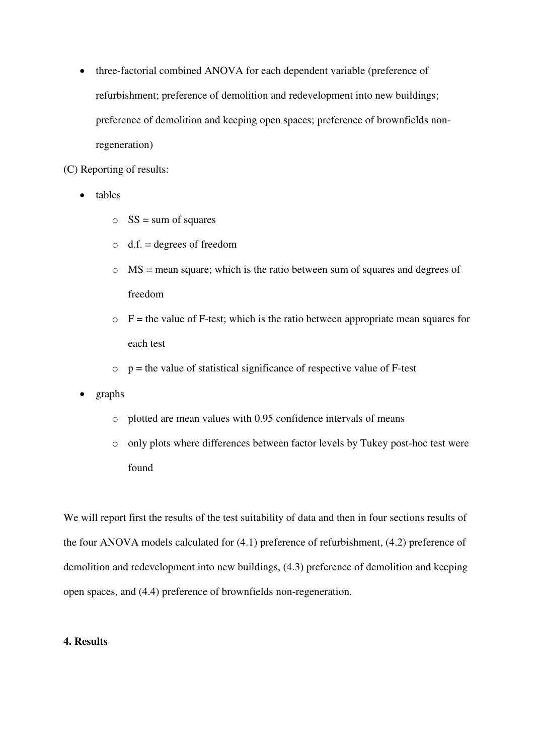- three-factorial combined ANOVA for each dependent variable (preference of refurbishment; preference of demolition and redevelopment into new buildings; preference of demolition and keeping open spaces; preference of brownfields non-regeneration)

(C) Reporting of results:

- tables
  - SS = sum of squares
  - d.f. = degrees of freedom
  - MS = mean square; which is the ratio between sum of squares and degrees of freedom
  - F = the value of F-test; which is the ratio between appropriate mean squares for each test
  - p = the value of statistical significance of respective value of F-test
- graphs
  - plotted are mean values with 0.95 confidence intervals of means
  - only plots where differences between factor levels by Tukey post-hoc test were found

We will report first the results of the test suitability of data and then in four sections results of the four ANOVA models calculated for (4.1) preference of refurbishment, (4.2) preference of demolition and redevelopment into new buildings, (4.3) preference of demolition and keeping open spaces, and (4.4) preference of brownfields non-regeneration.

## 4. Results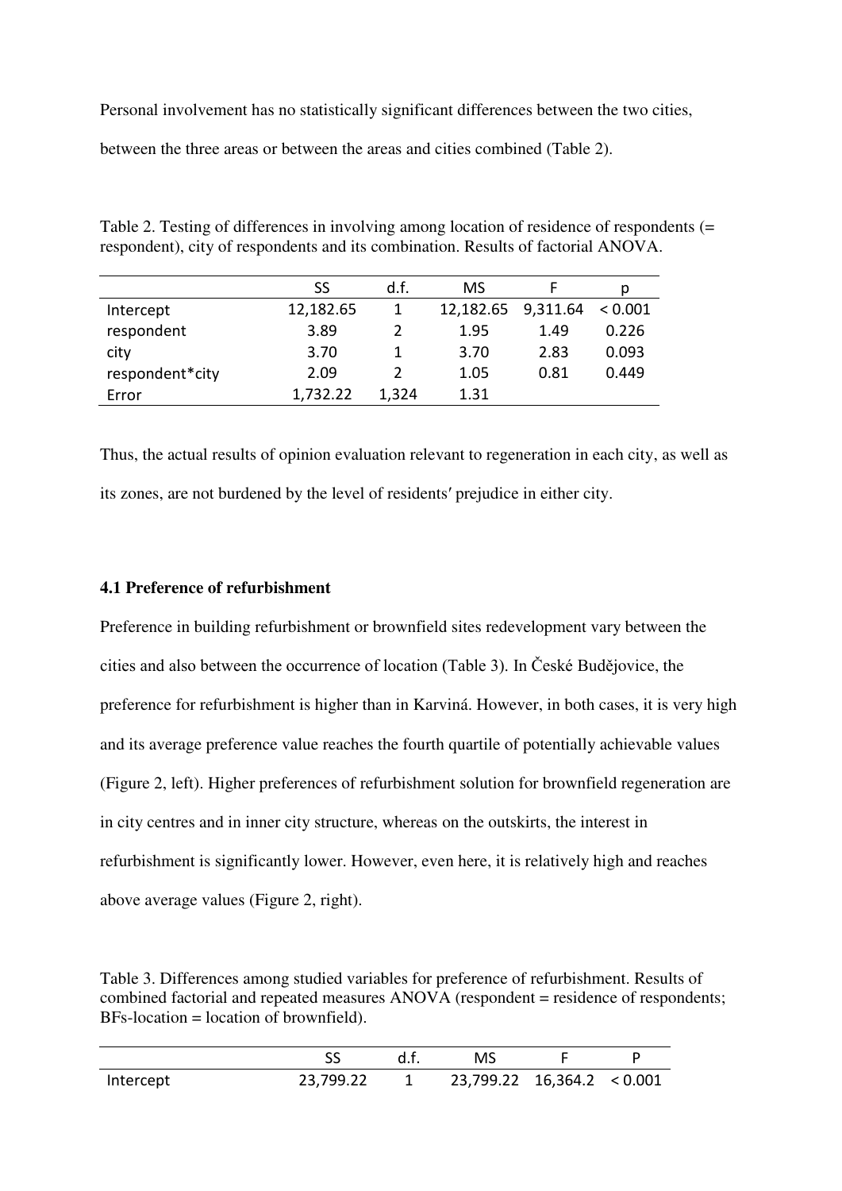Personal involvement has no statistically significant differences between the two cities, between the three areas or between the areas and cities combined (Table 2).

Table 2. Testing of differences in involving among location of residence of respondents (= respondent), city of respondents and its combination. Results of factorial ANOVA.

| | SS | d.f. | MS | F | p |
|---|---|---|---|---|---|
| Intercept | 12,182.65 | 1 | 12,182.65 | 9,311.64 | < 0.001 |
| respondent | 3.89 | 2 | 1.95 | 1.49 | 0.226 |
| city | 3.70 | 1 | 3.70 | 2.83 | 0.093 |
| respondent*city | 2.09 | 2 | 1.05 | 0.81 | 0.449 |
| Error | 1,732.22 | 1,324 | 1.31 | | |

Thus, the actual results of opinion evaluation relevant to regeneration in each city, as well as its zones, are not burdened by the level of residents′ prejudice in either city.

### 4.1 Preference of refurbishment

Preference in building refurbishment or brownfield sites redevelopment vary between the cities and also between the occurrence of location (Table 3). In České Budějovice, the preference for refurbishment is higher than in Karviná. However, in both cases, it is very high and its average preference value reaches the fourth quartile of potentially achievable values (Figure 2, left). Higher preferences of refurbishment solution for brownfield regeneration are in city centres and in inner city structure, whereas on the outskirts, the interest in refurbishment is significantly lower. However, even here, it is relatively high and reaches above average values (Figure 2, right).

Table 3. Differences among studied variables for preference of refurbishment. Results of combined factorial and repeated measures ANOVA (respondent = residence of respondents; BFs-location = location of brownfield).

| | SS | d.f. | MS | F | P |
|---|---|---|---|---|---|
| Intercept | 23,799.22 | 1 | 23,799.22 | 16,364.2 | < 0.001 |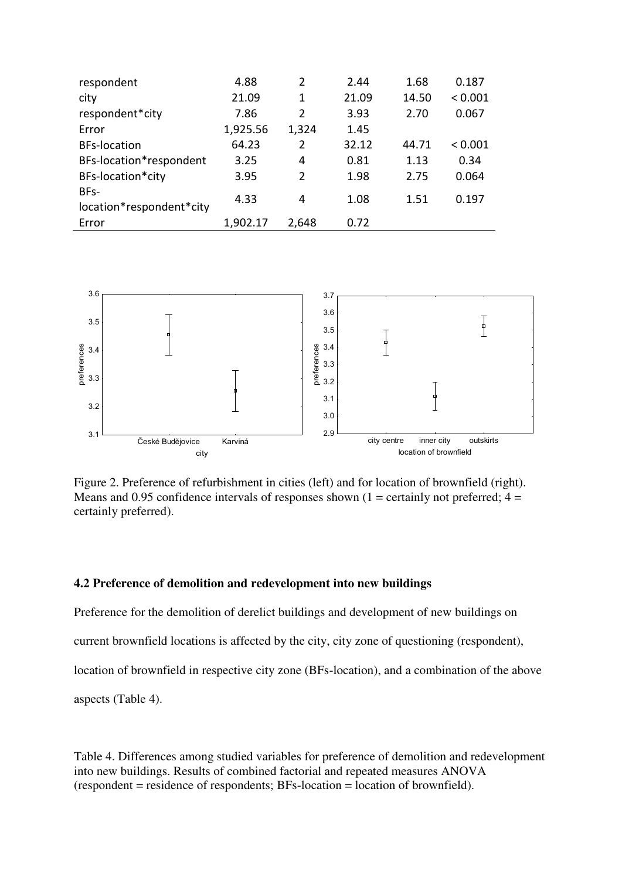| | | | | | |
|---|---|---|---|---|---|
| respondent | 4.88 | 2 | 2.44 | 1.68 | 0.187 |
| city | 21.09 | 1 | 21.09 | 14.50 | < 0.001 |
| respondent*city | 7.86 | 2 | 3.93 | 2.70 | 0.067 |
| Error | 1,925.56 | 1,324 | 1.45 | | |
| BFs-location | 64.23 | 2 | 32.12 | 44.71 | < 0.001 |
| BFs-location*respondent | 3.25 | 4 | 0.81 | 1.13 | 0.34 |
| BFs-location*city | 3.95 | 2 | 1.98 | 2.75 | 0.064 |
| BFs-location*respondent*city | 4.33 | 4 | 1.08 | 1.51 | 0.197 |
| Error | 1,902.17 | 2,648 | 0.72 | | |

Figure 2. Preference of refurbishment in cities (left) and for location of brownfield (right). Means and 0.95 confidence intervals of responses shown (1 = certainly not preferred; 4 = certainly preferred).

### 4.2 Preference of demolition and redevelopment into new buildings

Preference for the demolition of derelict buildings and development of new buildings on current brownfield locations is affected by the city, city zone of questioning (respondent), location of brownfield in respective city zone (BFs-location), and a combination of the above aspects (Table 4).

Table 4. Differences among studied variables for preference of demolition and redevelopment into new buildings. Results of combined factorial and repeated measures ANOVA (respondent = residence of respondents; BFs-location = location of brownfield).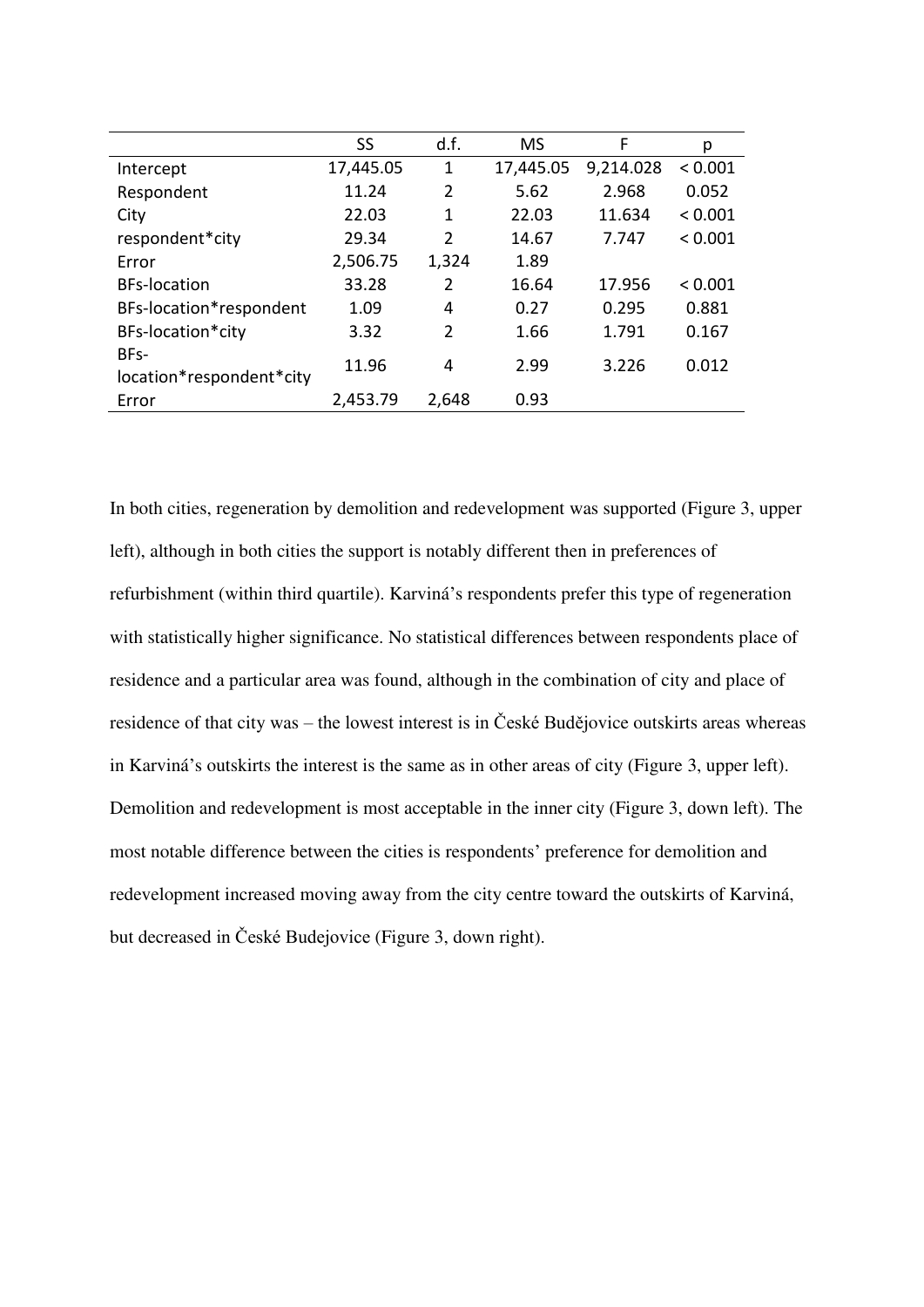| | SS | d.f. | MS | F | p |
|---|---|---|---|---|---|
| Intercept | 17,445.05 | 1 | 17,445.05 | 9,214.028 | < 0.001 |
| Respondent | 11.24 | 2 | 5.62 | 2.968 | 0.052 |
| City | 22.03 | 1 | 22.03 | 11.634 | < 0.001 |
| respondent*city | 29.34 | 2 | 14.67 | 7.747 | < 0.001 |
| Error | 2,506.75 | 1,324 | 1.89 | | |
| BFs-location | 33.28 | 2 | 16.64 | 17.956 | < 0.001 |
| BFs-location*respondent | 1.09 | 4 | 0.27 | 0.295 | 0.881 |
| BFs-location*city | 3.32 | 2 | 1.66 | 1.791 | 0.167 |
| BFs-location*respondent*city | 11.96 | 4 | 2.99 | 3.226 | 0.012 |
| Error | 2,453.79 | 2,648 | 0.93 | | |

In both cities, regeneration by demolition and redevelopment was supported (Figure 3, upper left), although in both cities the support is notably different then in preferences of refurbishment (within third quartile). Karviná's respondents prefer this type of regeneration with statistically higher significance. No statistical differences between respondents place of residence and a particular area was found, although in the combination of city and place of residence of that city was – the lowest interest is in České Budějovice outskirts areas whereas in Karviná's outskirts the interest is the same as in other areas of city (Figure 3, upper left). Demolition and redevelopment is most acceptable in the inner city (Figure 3, down left). The most notable difference between the cities is respondents' preference for demolition and redevelopment increased moving away from the city centre toward the outskirts of Karviná, but decreased in České Budejovice (Figure 3, down right).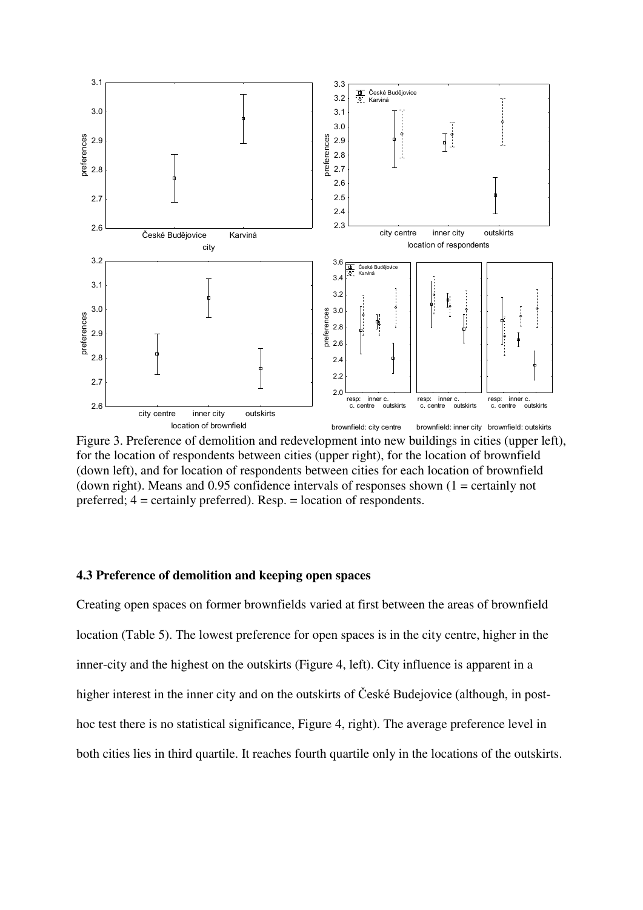Figure 3. Preference of demolition and redevelopment into new buildings in cities (upper left), for the location of respondents between cities (upper right), for the location of brownfield (down left), and for location of respondents between cities for each location of brownfield (down right). Means and 0.95 confidence intervals of responses shown (1 = certainly not preferred; 4 = certainly preferred). Resp. = location of respondents.

### 4.3 Preference of demolition and keeping open spaces

Creating open spaces on former brownfields varied at first between the areas of brownfield location (Table 5). The lowest preference for open spaces is in the city centre, higher in the inner-city and the highest on the outskirts (Figure 4, left). City influence is apparent in a higher interest in the inner city and on the outskirts of České Budejovice (although, in post-hoc test there is no statistical significance, Figure 4, right). The average preference level in both cities lies in third quartile. It reaches fourth quartile only in the locations of the outskirts.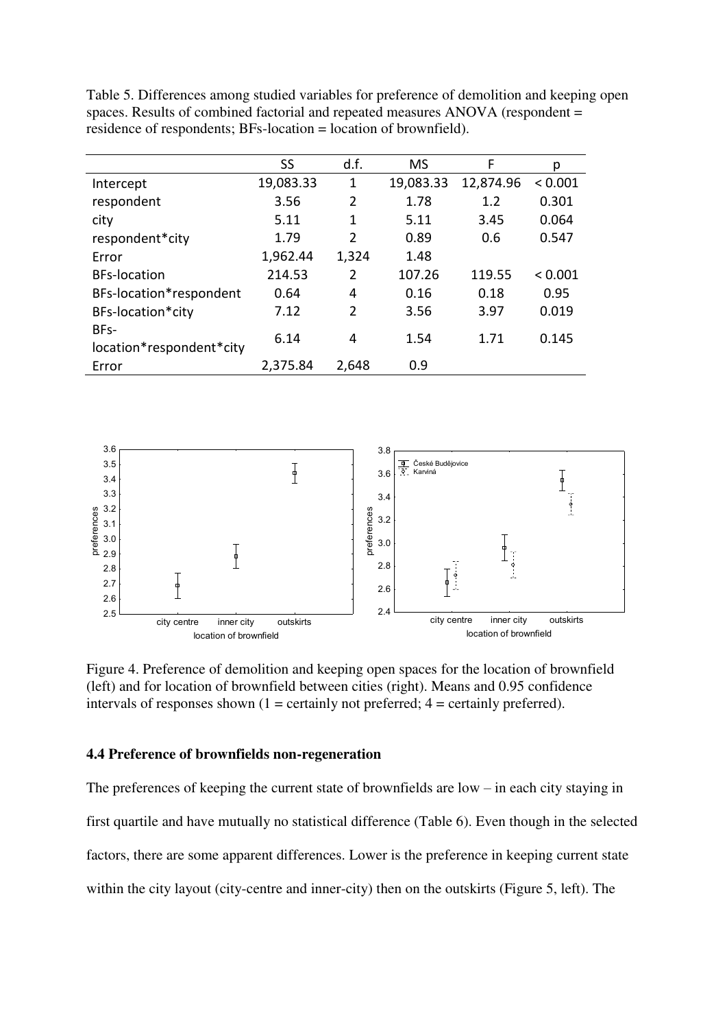Table 5. Differences among studied variables for preference of demolition and keeping open spaces. Results of combined factorial and repeated measures ANOVA (respondent = residence of respondents; BFs-location = location of brownfield).

| | SS | d.f. | MS | F | p |
|---|---|---|---|---|---|
| Intercept | 19,083.33 | 1 | 19,083.33 | 12,874.96 | < 0.001 |
| respondent | 3.56 | 2 | 1.78 | 1.2 | 0.301 |
| city | 5.11 | 1 | 5.11 | 3.45 | 0.064 |
| respondent*city | 1.79 | 2 | 0.89 | 0.6 | 0.547 |
| Error | 1,962.44 | 1,324 | 1.48 | | |
| BFs-location | 214.53 | 2 | 107.26 | 119.55 | < 0.001 |
| BFs-location*respondent | 0.64 | 4 | 0.16 | 0.18 | 0.95 |
| BFs-location*city | 7.12 | 2 | 3.56 | 3.97 | 0.019 |
| BFs-location*respondent*city | 6.14 | 4 | 1.54 | 1.71 | 0.145 |
| Error | 2,375.84 | 2,648 | 0.9 | | |

Figure 4. Preference of demolition and keeping open spaces for the location of brownfield (left) and for location of brownfield between cities (right). Means and 0.95 confidence intervals of responses shown (1 = certainly not preferred; 4 = certainly preferred).

### 4.4 Preference of brownfields non-regeneration

The preferences of keeping the current state of brownfields are low – in each city staying in first quartile and have mutually no statistical difference (Table 6). Even though in the selected factors, there are some apparent differences. Lower is the preference in keeping current state within the city layout (city-centre and inner-city) then on the outskirts (Figure 5, left). The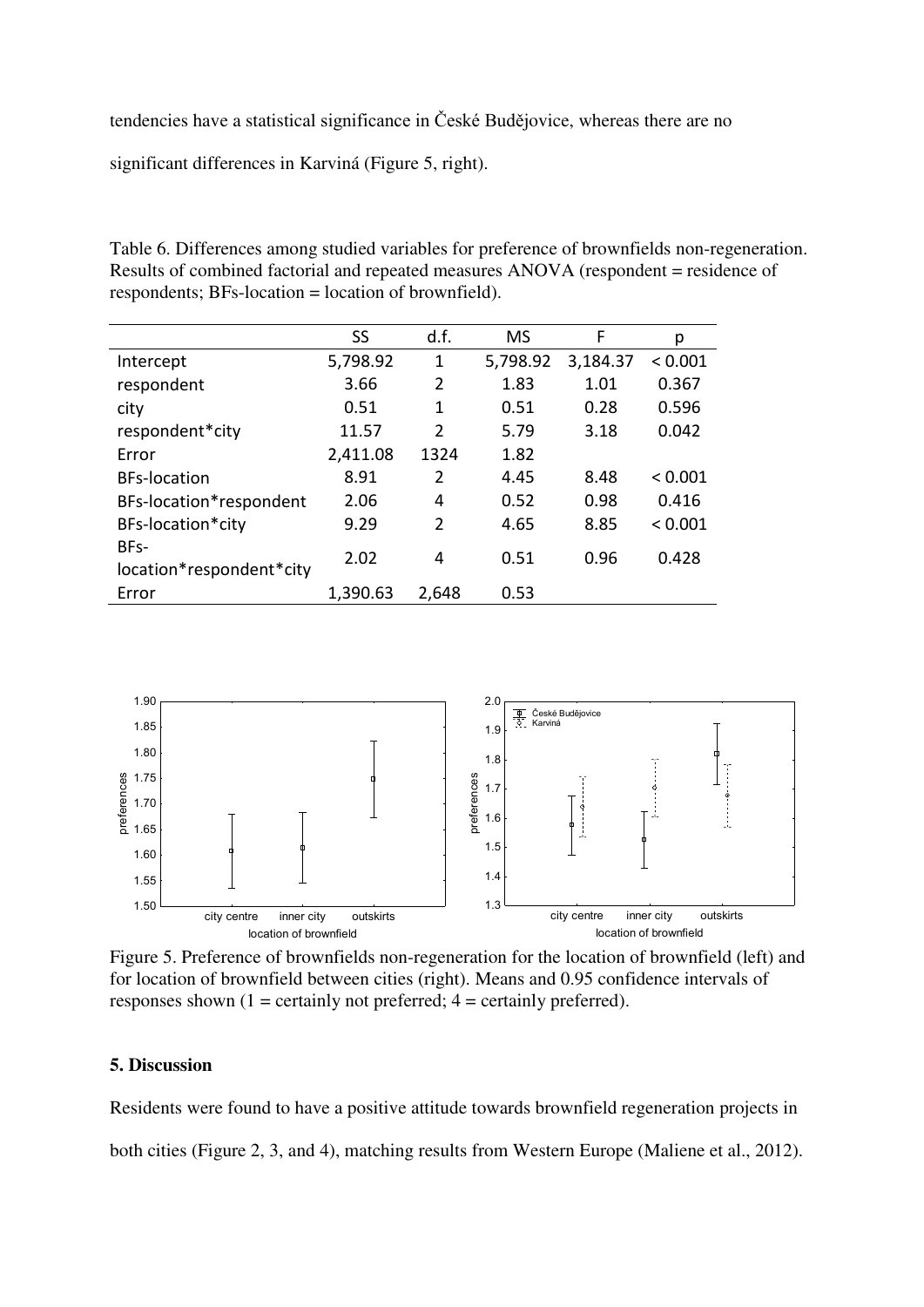tendencies have a statistical significance in České Budějovice, whereas there are no significant differences in Karviná (Figure 5, right).

Table 6. Differences among studied variables for preference of brownfields non-regeneration. Results of combined factorial and repeated measures ANOVA (respondent = residence of respondents; BFs-location = location of brownfield).

| | SS | d.f. | MS | F | p |
|---|---|---|---|---|---|
| Intercept | 5,798.92 | 1 | 5,798.92 | 3,184.37 | < 0.001 |
| respondent | 3.66 | 2 | 1.83 | 1.01 | 0.367 |
| city | 0.51 | 1 | 0.51 | 0.28 | 0.596 |
| respondent*city | 11.57 | 2 | 5.79 | 3.18 | 0.042 |
| Error | 2,411.08 | 1324 | 1.82 | | |
| BFs-location | 8.91 | 2 | 4.45 | 8.48 | < 0.001 |
| BFs-location*respondent | 2.06 | 4 | 0.52 | 0.98 | 0.416 |
| BFs-location*city | 9.29 | 2 | 4.65 | 8.85 | < 0.001 |
| BFs-location*respondent*city | 2.02 | 4 | 0.51 | 0.96 | 0.428 |
| Error | 1,390.63 | 2,648 | 0.53 | | |

Figure 5. Preference of brownfields non-regeneration for the location of brownfield (left) and for location of brownfield between cities (right). Means and 0.95 confidence intervals of responses shown (1 = certainly not preferred; 4 = certainly preferred).

## 5. Discussion

Residents were found to have a positive attitude towards brownfield regeneration projects in both cities (Figure 2, 3, and 4), matching results from Western Europe (Maliene et al., 2012).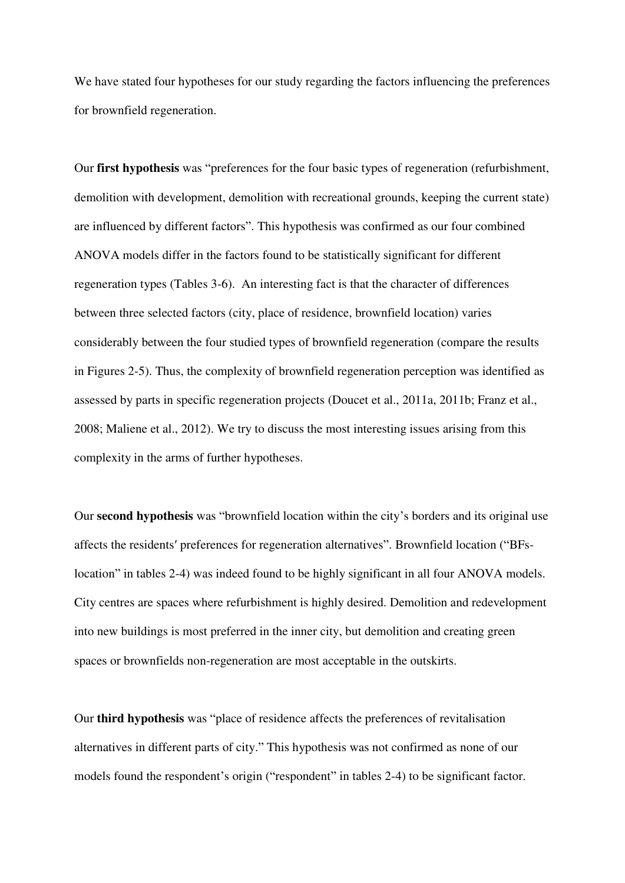We have stated four hypotheses for our study regarding the factors influencing the preferences for brownfield regeneration.

Our **first hypothesis** was "preferences for the four basic types of regeneration (refurbishment, demolition with development, demolition with recreational grounds, keeping the current state) are influenced by different factors". This hypothesis was confirmed as our four combined ANOVA models differ in the factors found to be statistically significant for different regeneration types (Tables 3-6). An interesting fact is that the character of differences between three selected factors (city, place of residence, brownfield location) varies considerably between the four studied types of brownfield regeneration (compare the results in Figures 2-5). Thus, the complexity of brownfield regeneration perception was identified as assessed by parts in specific regeneration projects (Doucet et al., 2011a, 2011b; Franz et al., 2008; Maliene et al., 2012). We try to discuss the most interesting issues arising from this complexity in the arms of further hypotheses.

Our **second hypothesis** was "brownfield location within the city's borders and its original use affects the residents′ preferences for regeneration alternatives". Brownfield location ("BFs-location" in tables 2-4) was indeed found to be highly significant in all four ANOVA models. City centres are spaces where refurbishment is highly desired. Demolition and redevelopment into new buildings is most preferred in the inner city, but demolition and creating green spaces or brownfields non-regeneration are most acceptable in the outskirts.

Our **third hypothesis** was "place of residence affects the preferences of revitalisation alternatives in different parts of city." This hypothesis was not confirmed as none of our models found the respondent's origin ("respondent" in tables 2-4) to be significant factor.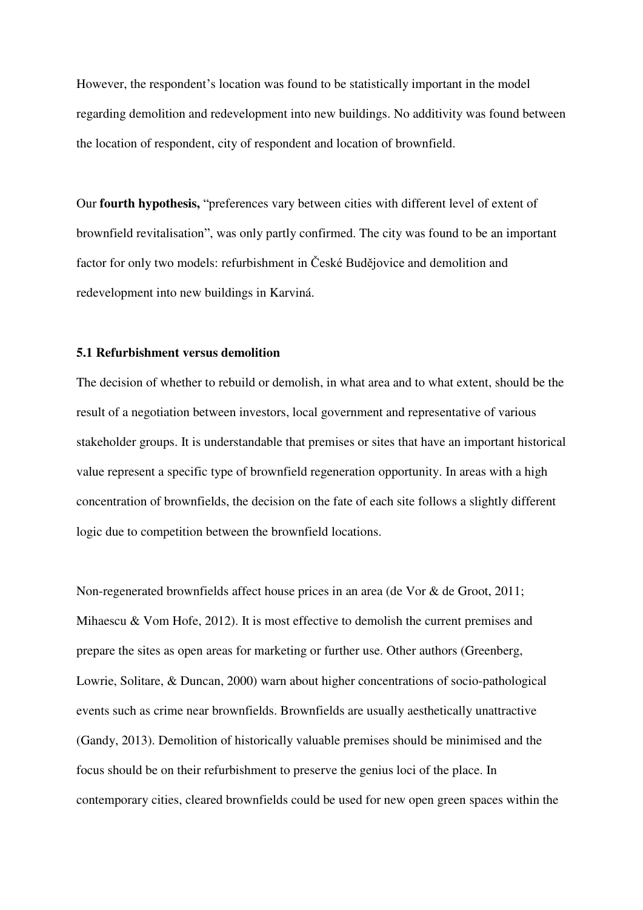However, the respondent's location was found to be statistically important in the model regarding demolition and redevelopment into new buildings. No additivity was found between the location of respondent, city of respondent and location of brownfield.

Our **fourth hypothesis,** "preferences vary between cities with different level of extent of brownfield revitalisation", was only partly confirmed. The city was found to be an important factor for only two models: refurbishment in České Budějovice and demolition and redevelopment into new buildings in Karviná.

### 5.1 Refurbishment versus demolition

The decision of whether to rebuild or demolish, in what area and to what extent, should be the result of a negotiation between investors, local government and representative of various stakeholder groups. It is understandable that premises or sites that have an important historical value represent a specific type of brownfield regeneration opportunity. In areas with a high concentration of brownfields, the decision on the fate of each site follows a slightly different logic due to competition between the brownfield locations.

Non-regenerated brownfields affect house prices in an area (de Vor & de Groot, 2011; Mihaescu & Vom Hofe, 2012). It is most effective to demolish the current premises and prepare the sites as open areas for marketing or further use. Other authors (Greenberg, Lowrie, Solitare, & Duncan, 2000) warn about higher concentrations of socio-pathological events such as crime near brownfields. Brownfields are usually aesthetically unattractive (Gandy, 2013). Demolition of historically valuable premises should be minimised and the focus should be on their refurbishment to preserve the genius loci of the place. In contemporary cities, cleared brownfields could be used for new open green spaces within the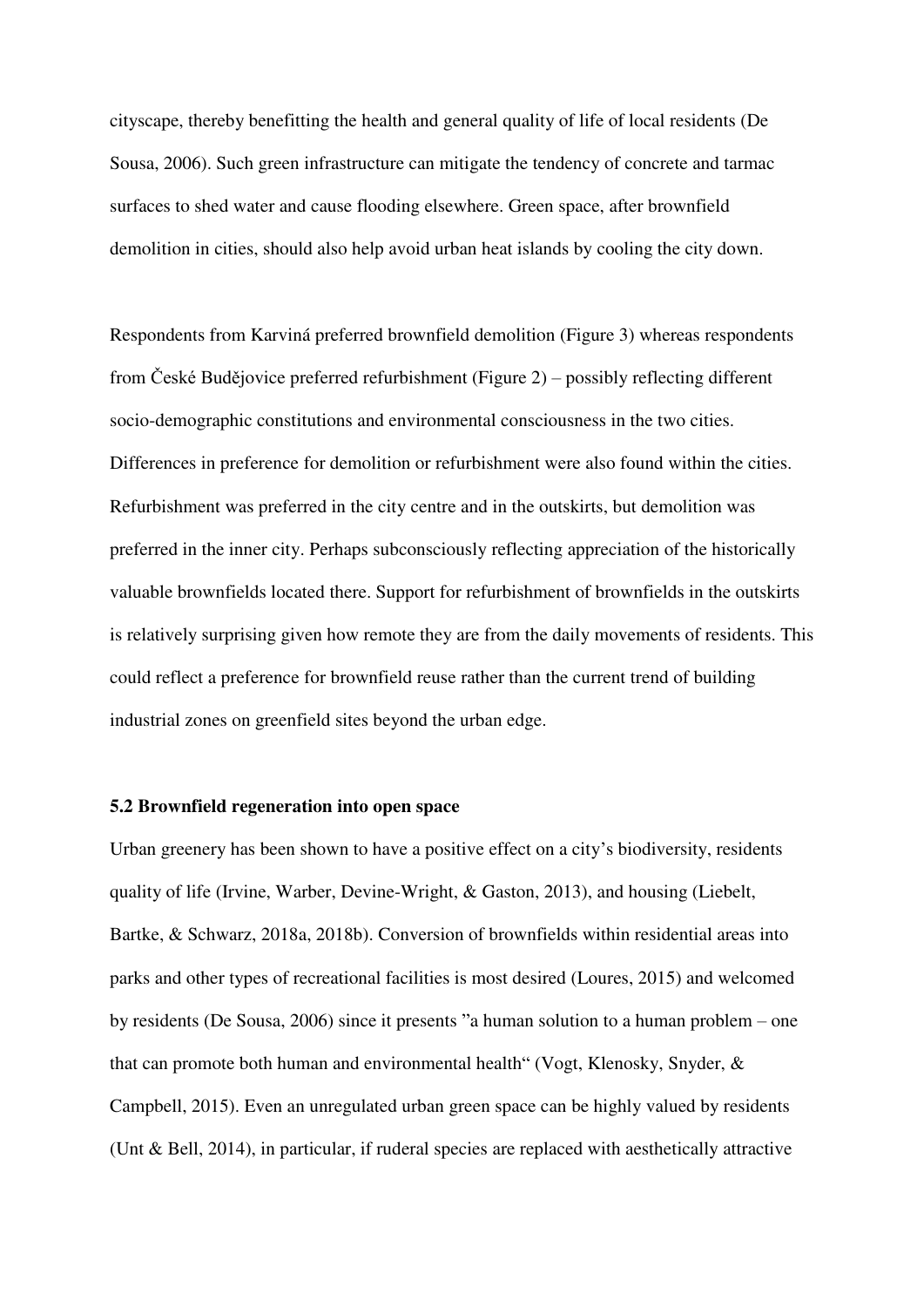cityscape, thereby benefitting the health and general quality of life of local residents (De Sousa, 2006). Such green infrastructure can mitigate the tendency of concrete and tarmac surfaces to shed water and cause flooding elsewhere. Green space, after brownfield demolition in cities, should also help avoid urban heat islands by cooling the city down.

Respondents from Karviná preferred brownfield demolition (Figure 3) whereas respondents from České Budějovice preferred refurbishment (Figure 2) – possibly reflecting different socio-demographic constitutions and environmental consciousness in the two cities. Differences in preference for demolition or refurbishment were also found within the cities. Refurbishment was preferred in the city centre and in the outskirts, but demolition was preferred in the inner city. Perhaps subconsciously reflecting appreciation of the historically valuable brownfields located there. Support for refurbishment of brownfields in the outskirts is relatively surprising given how remote they are from the daily movements of residents. This could reflect a preference for brownfield reuse rather than the current trend of building industrial zones on greenfield sites beyond the urban edge.

### 5.2 Brownfield regeneration into open space

Urban greenery has been shown to have a positive effect on a city's biodiversity, residents quality of life (Irvine, Warber, Devine-Wright, & Gaston, 2013), and housing (Liebelt, Bartke, & Schwarz, 2018a, 2018b). Conversion of brownfields within residential areas into parks and other types of recreational facilities is most desired (Loures, 2015) and welcomed by residents (De Sousa, 2006) since it presents "a human solution to a human problem – one that can promote both human and environmental health" (Vogt, Klenosky, Snyder, & Campbell, 2015). Even an unregulated urban green space can be highly valued by residents (Unt & Bell, 2014), in particular, if ruderal species are replaced with aesthetically attractive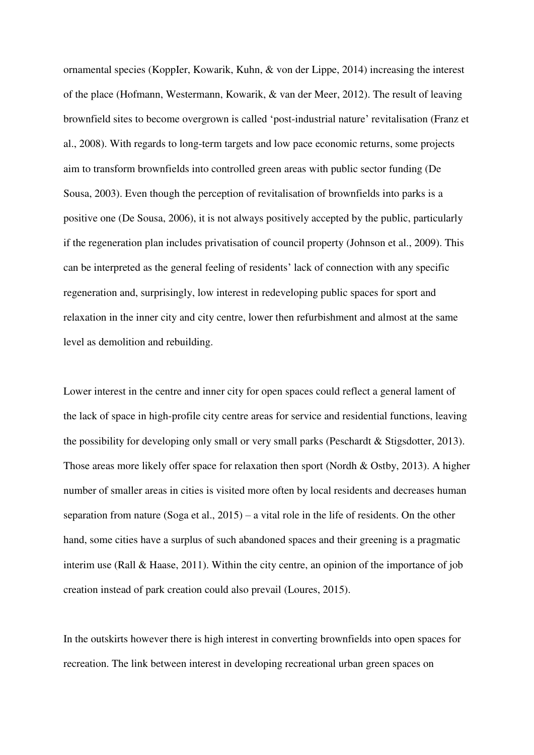ornamental species (KoppIer, Kowarik, Kuhn, & von der Lippe, 2014) increasing the interest of the place (Hofmann, Westermann, Kowarik, & van der Meer, 2012). The result of leaving brownfield sites to become overgrown is called 'post-industrial nature' revitalisation (Franz et al., 2008). With regards to long-term targets and low pace economic returns, some projects aim to transform brownfields into controlled green areas with public sector funding (De Sousa, 2003). Even though the perception of revitalisation of brownfields into parks is a positive one (De Sousa, 2006), it is not always positively accepted by the public, particularly if the regeneration plan includes privatisation of council property (Johnson et al., 2009). This can be interpreted as the general feeling of residents' lack of connection with any specific regeneration and, surprisingly, low interest in redeveloping public spaces for sport and relaxation in the inner city and city centre, lower then refurbishment and almost at the same level as demolition and rebuilding.

Lower interest in the centre and inner city for open spaces could reflect a general lament of the lack of space in high-profile city centre areas for service and residential functions, leaving the possibility for developing only small or very small parks (Peschardt & Stigsdotter, 2013). Those areas more likely offer space for relaxation then sport (Nordh & Ostby, 2013). A higher number of smaller areas in cities is visited more often by local residents and decreases human separation from nature (Soga et al., 2015) – a vital role in the life of residents. On the other hand, some cities have a surplus of such abandoned spaces and their greening is a pragmatic interim use (Rall & Haase, 2011). Within the city centre, an opinion of the importance of job creation instead of park creation could also prevail (Loures, 2015).

In the outskirts however there is high interest in converting brownfields into open spaces for recreation. The link between interest in developing recreational urban green spaces on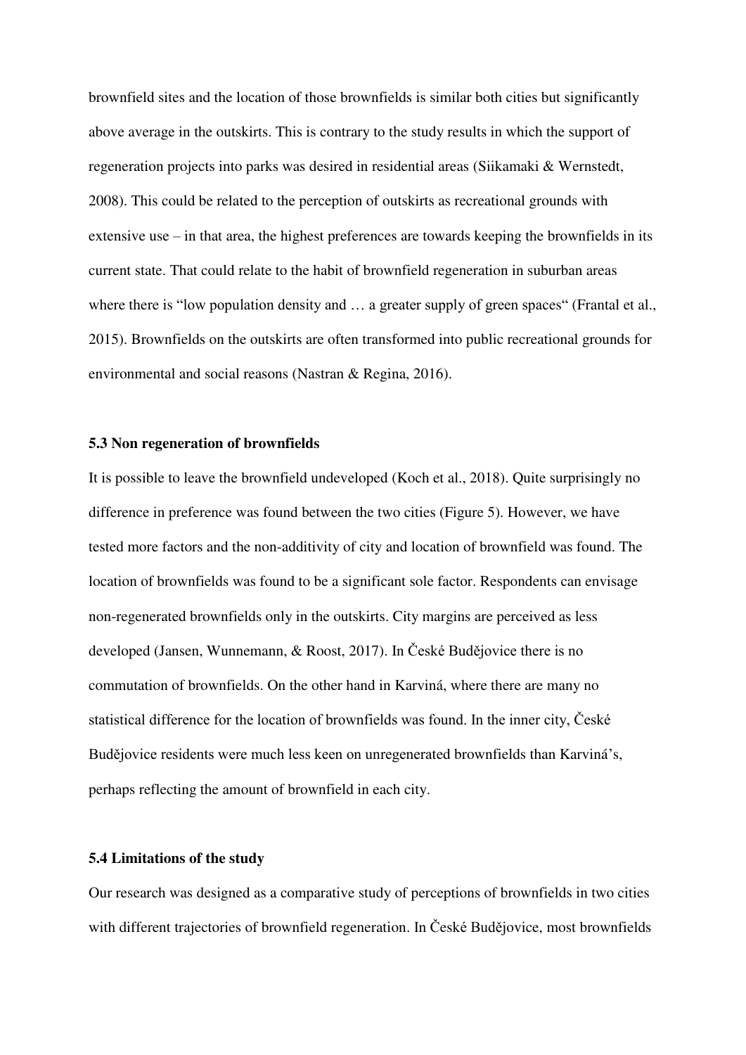brownfield sites and the location of those brownfields is similar both cities but significantly above average in the outskirts. This is contrary to the study results in which the support of regeneration projects into parks was desired in residential areas (Siikamaki & Wernstedt, 2008). This could be related to the perception of outskirts as recreational grounds with extensive use – in that area, the highest preferences are towards keeping the brownfields in its current state. That could relate to the habit of brownfield regeneration in suburban areas where there is "low population density and … a greater supply of green spaces" (Frantal et al., 2015). Brownfields on the outskirts are often transformed into public recreational grounds for environmental and social reasons (Nastran & Regina, 2016).

### 5.3 Non regeneration of brownfields

It is possible to leave the brownfield undeveloped (Koch et al., 2018). Quite surprisingly no difference in preference was found between the two cities (Figure 5). However, we have tested more factors and the non-additivity of city and location of brownfield was found. The location of brownfields was found to be a significant sole factor. Respondents can envisage non-regenerated brownfields only in the outskirts. City margins are perceived as less developed (Jansen, Wunnemann, & Roost, 2017). In České Budějovice there is no commutation of brownfields. On the other hand in Karviná, where there are many no statistical difference for the location of brownfields was found. In the inner city, České Budějovice residents were much less keen on unregenerated brownfields than Karviná's, perhaps reflecting the amount of brownfield in each city.

### 5.4 Limitations of the study

Our research was designed as a comparative study of perceptions of brownfields in two cities with different trajectories of brownfield regeneration. In České Budějovice, most brownfields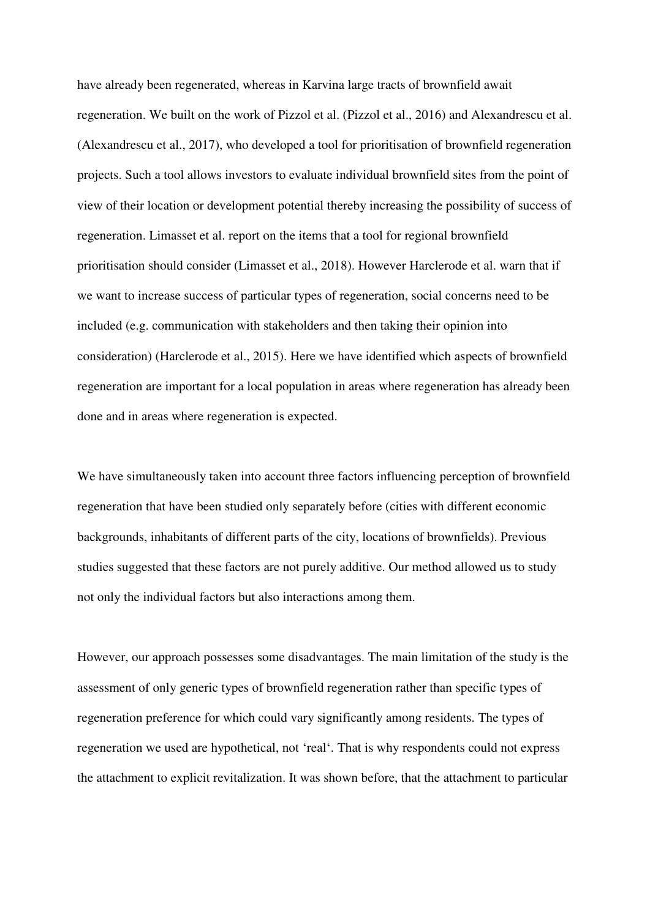have already been regenerated, whereas in Karvina large tracts of brownfield await regeneration. We built on the work of Pizzol et al. (Pizzol et al., 2016) and Alexandrescu et al. (Alexandrescu et al., 2017), who developed a tool for prioritisation of brownfield regeneration projects. Such a tool allows investors to evaluate individual brownfield sites from the point of view of their location or development potential thereby increasing the possibility of success of regeneration. Limasset et al. report on the items that a tool for regional brownfield prioritisation should consider (Limasset et al., 2018). However Harclerode et al. warn that if we want to increase success of particular types of regeneration, social concerns need to be included (e.g. communication with stakeholders and then taking their opinion into consideration) (Harclerode et al., 2015). Here we have identified which aspects of brownfield regeneration are important for a local population in areas where regeneration has already been done and in areas where regeneration is expected.

We have simultaneously taken into account three factors influencing perception of brownfield regeneration that have been studied only separately before (cities with different economic backgrounds, inhabitants of different parts of the city, locations of brownfields). Previous studies suggested that these factors are not purely additive. Our method allowed us to study not only the individual factors but also interactions among them.

However, our approach possesses some disadvantages. The main limitation of the study is the assessment of only generic types of brownfield regeneration rather than specific types of regeneration preference for which could vary significantly among residents. The types of regeneration we used are hypothetical, not 'real'. That is why respondents could not express the attachment to explicit revitalization. It was shown before, that the attachment to particular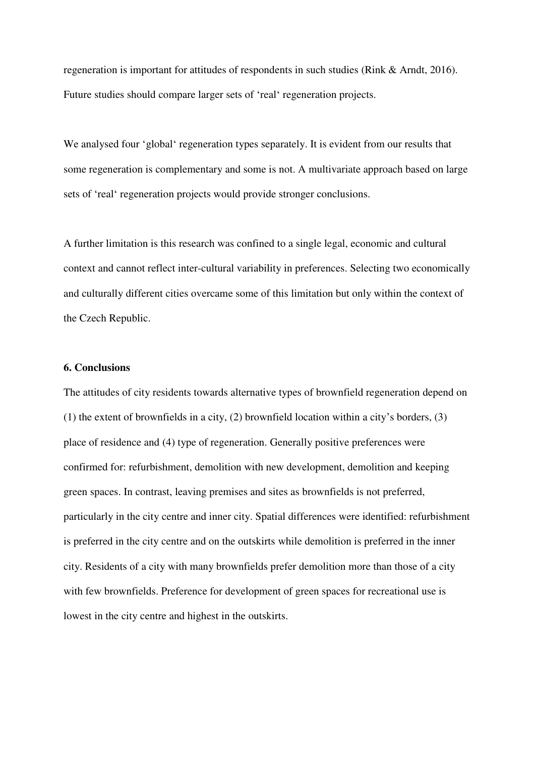regeneration is important for attitudes of respondents in such studies (Rink & Arndt, 2016). Future studies should compare larger sets of 'real' regeneration projects.

We analysed four 'global' regeneration types separately. It is evident from our results that some regeneration is complementary and some is not. A multivariate approach based on large sets of 'real' regeneration projects would provide stronger conclusions.

A further limitation is this research was confined to a single legal, economic and cultural context and cannot reflect inter-cultural variability in preferences. Selecting two economically and culturally different cities overcame some of this limitation but only within the context of the Czech Republic.

## 6. Conclusions

The attitudes of city residents towards alternative types of brownfield regeneration depend on (1) the extent of brownfields in a city, (2) brownfield location within a city's borders, (3) place of residence and (4) type of regeneration. Generally positive preferences were confirmed for: refurbishment, demolition with new development, demolition and keeping green spaces. In contrast, leaving premises and sites as brownfields is not preferred, particularly in the city centre and inner city. Spatial differences were identified: refurbishment is preferred in the city centre and on the outskirts while demolition is preferred in the inner city. Residents of a city with many brownfields prefer demolition more than those of a city with few brownfields. Preference for development of green spaces for recreational use is lowest in the city centre and highest in the outskirts.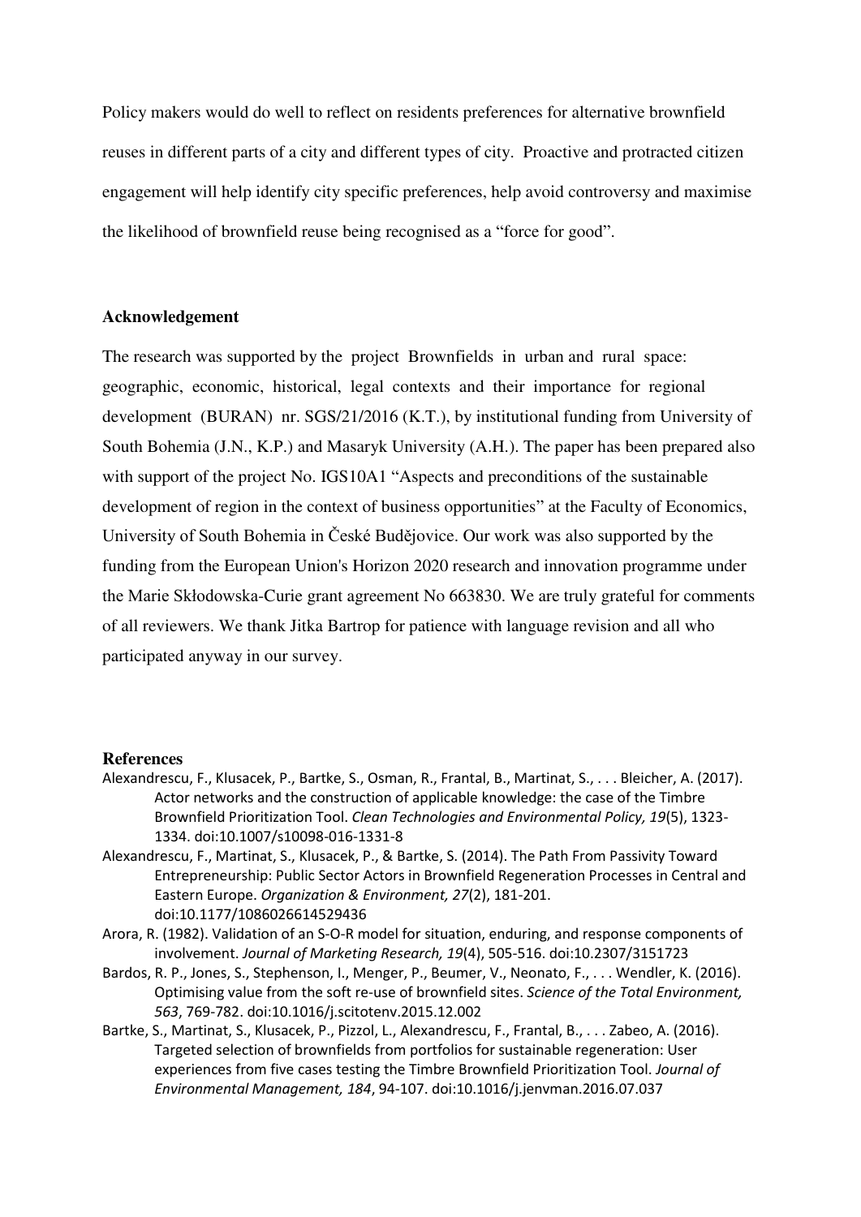Policy makers would do well to reflect on residents preferences for alternative brownfield reuses in different parts of a city and different types of city. Proactive and protracted citizen engagement will help identify city specific preferences, help avoid controversy and maximise the likelihood of brownfield reuse being recognised as a "force for good".

## Acknowledgement

The research was supported by the project Brownfields in urban and rural space: geographic, economic, historical, legal contexts and their importance for regional development (BURAN) nr. SGS/21/2016 (K.T.), by institutional funding from University of South Bohemia (J.N., K.P.) and Masaryk University (A.H.). The paper has been prepared also with support of the project No. IGS10A1 "Aspects and preconditions of the sustainable development of region in the context of business opportunities" at the Faculty of Economics, University of South Bohemia in České Budějovice. Our work was also supported by the funding from the European Union's Horizon 2020 research and innovation programme under the Marie Skłodowska-Curie grant agreement No 663830. We are truly grateful for comments of all reviewers. We thank Jitka Bartrop for patience with language revision and all who participated anyway in our survey.

## References

Alexandrescu, F., Klusacek, P., Bartke, S., Osman, R., Frantal, B., Martinat, S., . . . Bleicher, A. (2017). Actor networks and the construction of applicable knowledge: the case of the Timbre Brownfield Prioritization Tool. *Clean Technologies and Environmental Policy, 19*(5), 1323-1334. doi:10.1007/s10098-016-1331-8

Alexandrescu, F., Martinat, S., Klusacek, P., & Bartke, S. (2014). The Path From Passivity Toward Entrepreneurship: Public Sector Actors in Brownfield Regeneration Processes in Central and Eastern Europe. *Organization & Environment, 27*(2), 181-201. doi:10.1177/1086026614529436

Arora, R. (1982). Validation of an S-O-R model for situation, enduring, and response components of involvement. *Journal of Marketing Research, 19*(4), 505-516. doi:10.2307/3151723

Bardos, R. P., Jones, S., Stephenson, I., Menger, P., Beumer, V., Neonato, F., . . . Wendler, K. (2016). Optimising value from the soft re-use of brownfield sites. *Science of the Total Environment, 563*, 769-782. doi:10.1016/j.scitotenv.2015.12.002

Bartke, S., Martinat, S., Klusacek, P., Pizzol, L., Alexandrescu, F., Frantal, B., . . . Zabeo, A. (2016). Targeted selection of brownfields from portfolios for sustainable regeneration: User experiences from five cases testing the Timbre Brownfield Prioritization Tool. *Journal of Environmental Management, 184*, 94-107. doi:10.1016/j.jenvman.2016.07.037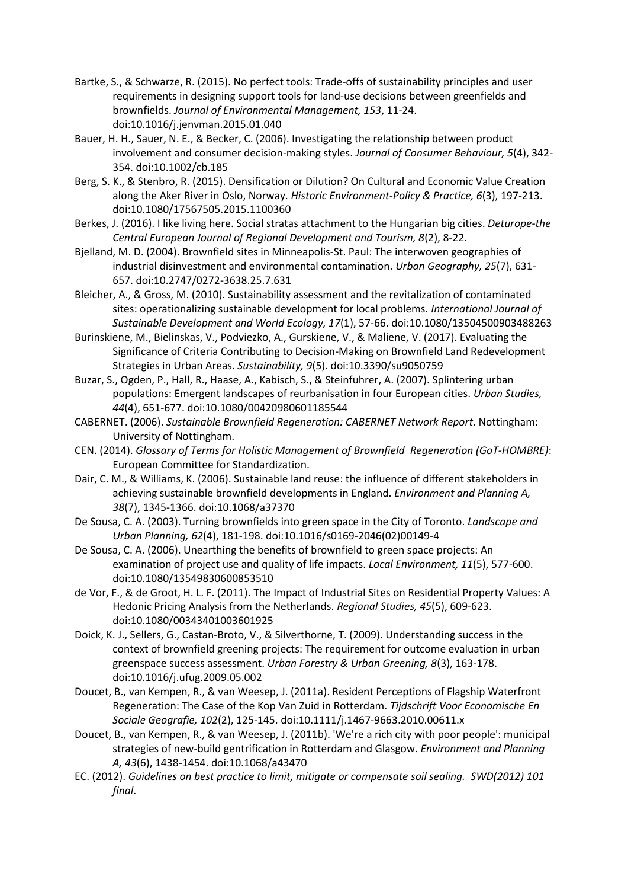Bartke, S., & Schwarze, R. (2015). No perfect tools: Trade-offs of sustainability principles and user requirements in designing support tools for land-use decisions between greenfields and brownfields. *Journal of Environmental Management, 153*, 11-24. doi:10.1016/j.jenvman.2015.01.040

Bauer, H. H., Sauer, N. E., & Becker, C. (2006). Investigating the relationship between product involvement and consumer decision-making styles. *Journal of Consumer Behaviour, 5*(4), 342-354. doi:10.1002/cb.185

Berg, S. K., & Stenbro, R. (2015). Densification or Dilution? On Cultural and Economic Value Creation along the Aker River in Oslo, Norway. *Historic Environment-Policy & Practice, 6*(3), 197-213. doi:10.1080/17567505.2015.1100360

Berkes, J. (2016). I like living here. Social stratas attachment to the Hungarian big cities. *Deturope-the Central European Journal of Regional Development and Tourism, 8*(2), 8-22.

Bjelland, M. D. (2004). Brownfield sites in Minneapolis-St. Paul: The interwoven geographies of industrial disinvestment and environmental contamination. *Urban Geography, 25*(7), 631-657. doi:10.2747/0272-3638.25.7.631

Bleicher, A., & Gross, M. (2010). Sustainability assessment and the revitalization of contaminated sites: operationalizing sustainable development for local problems. *International Journal of Sustainable Development and World Ecology, 17*(1), 57-66. doi:10.1080/13504500903488263

Burinskiene, M., Bielinskas, V., Podviezko, A., Gurskiene, V., & Maliene, V. (2017). Evaluating the Significance of Criteria Contributing to Decision-Making on Brownfield Land Redevelopment Strategies in Urban Areas. *Sustainability, 9*(5). doi:10.3390/su9050759

Buzar, S., Ogden, P., Hall, R., Haase, A., Kabisch, S., & Steinfuhrer, A. (2007). Splintering urban populations: Emergent landscapes of reurbanisation in four European cities. *Urban Studies, 44*(4), 651-677. doi:10.1080/00420980601185544

CABERNET. (2006). *Sustainable Brownfield Regeneration: CABERNET Network Report*. Nottingham: University of Nottingham.

CEN. (2014). *Glossary of Terms for Holistic Management of Brownfield Regeneration (GoT-HOMBRE)*: European Committee for Standardization.

Dair, C. M., & Williams, K. (2006). Sustainable land reuse: the influence of different stakeholders in achieving sustainable brownfield developments in England. *Environment and Planning A, 38*(7), 1345-1366. doi:10.1068/a37370

De Sousa, C. A. (2003). Turning brownfields into green space in the City of Toronto. *Landscape and Urban Planning, 62*(4), 181-198. doi:10.1016/s0169-2046(02)00149-4

De Sousa, C. A. (2006). Unearthing the benefits of brownfield to green space projects: An examination of project use and quality of life impacts. *Local Environment, 11*(5), 577-600. doi:10.1080/13549830600853510

de Vor, F., & de Groot, H. L. F. (2011). The Impact of Industrial Sites on Residential Property Values: A Hedonic Pricing Analysis from the Netherlands. *Regional Studies, 45*(5), 609-623. doi:10.1080/00343401003601925

Doick, K. J., Sellers, G., Castan-Broto, V., & Silverthorne, T. (2009). Understanding success in the context of brownfield greening projects: The requirement for outcome evaluation in urban greenspace success assessment. *Urban Forestry & Urban Greening, 8*(3), 163-178. doi:10.1016/j.ufug.2009.05.002

Doucet, B., van Kempen, R., & van Weesep, J. (2011a). Resident Perceptions of Flagship Waterfront Regeneration: The Case of the Kop Van Zuid in Rotterdam. *Tijdschrift Voor Economische En Sociale Geografie, 102*(2), 125-145. doi:10.1111/j.1467-9663.2010.00611.x

Doucet, B., van Kempen, R., & van Weesep, J. (2011b). 'We're a rich city with poor people': municipal strategies of new-build gentrification in Rotterdam and Glasgow. *Environment and Planning A, 43*(6), 1438-1454. doi:10.1068/a43470

EC. (2012). *Guidelines on best practice to limit, mitigate or compensate soil sealing. SWD(2012) 101 final*.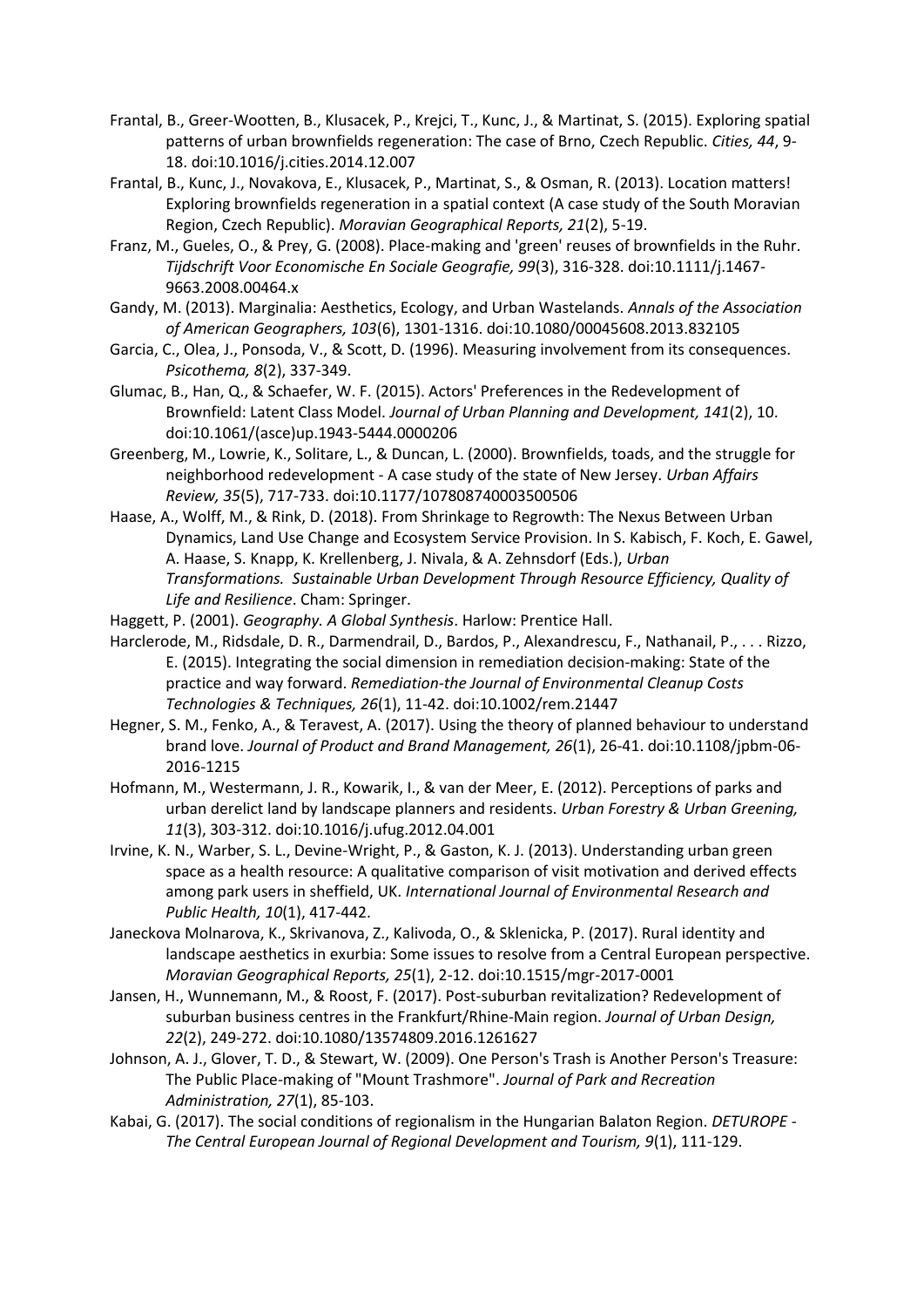Frantal, B., Greer-Wootten, B., Klusacek, P., Krejci, T., Kunc, J., & Martinat, S. (2015). Exploring spatial patterns of urban brownfields regeneration: The case of Brno, Czech Republic. *Cities, 44*, 9-18. doi:10.1016/j.cities.2014.12.007

Frantal, B., Kunc, J., Novakova, E., Klusacek, P., Martinat, S., & Osman, R. (2013). Location matters! Exploring brownfields regeneration in a spatial context (A case study of the South Moravian Region, Czech Republic). *Moravian Geographical Reports, 21*(2), 5-19.

Franz, M., Gueles, O., & Prey, G. (2008). Place-making and 'green' reuses of brownfields in the Ruhr. *Tijdschrift Voor Economische En Sociale Geografie, 99*(3), 316-328. doi:10.1111/j.1467-9663.2008.00464.x

Gandy, M. (2013). Marginalia: Aesthetics, Ecology, and Urban Wastelands. *Annals of the Association of American Geographers, 103*(6), 1301-1316. doi:10.1080/00045608.2013.832105

Garcia, C., Olea, J., Ponsoda, V., & Scott, D. (1996). Measuring involvement from its consequences. *Psicothema, 8*(2), 337-349.

Glumac, B., Han, Q., & Schaefer, W. F. (2015). Actors' Preferences in the Redevelopment of Brownfield: Latent Class Model. *Journal of Urban Planning and Development, 141*(2), 10. doi:10.1061/(asce)up.1943-5444.0000206

Greenberg, M., Lowrie, K., Solitare, L., & Duncan, L. (2000). Brownfields, toads, and the struggle for neighborhood redevelopment - A case study of the state of New Jersey. *Urban Affairs Review, 35*(5), 717-733. doi:10.1177/107808740003500506

Haase, A., Wolff, M., & Rink, D. (2018). From Shrinkage to Regrowth: The Nexus Between Urban Dynamics, Land Use Change and Ecosystem Service Provision. In S. Kabisch, F. Koch, E. Gawel, A. Haase, S. Knapp, K. Krellenberg, J. Nivala, & A. Zehnsdorf (Eds.), *Urban Transformations. Sustainable Urban Development Through Resource Efficiency, Quality of Life and Resilience*. Cham: Springer.

Haggett, P. (2001). *Geography. A Global Synthesis*. Harlow: Prentice Hall.

Harclerode, M., Ridsdale, D. R., Darmendrail, D., Bardos, P., Alexandrescu, F., Nathanail, P., . . . Rizzo, E. (2015). Integrating the social dimension in remediation decision-making: State of the practice and way forward. *Remediation-the Journal of Environmental Cleanup Costs Technologies & Techniques, 26*(1), 11-42. doi:10.1002/rem.21447

Hegner, S. M., Fenko, A., & Teravest, A. (2017). Using the theory of planned behaviour to understand brand love. *Journal of Product and Brand Management, 26*(1), 26-41. doi:10.1108/jpbm-06-2016-1215

Hofmann, M., Westermann, J. R., Kowarik, I., & van der Meer, E. (2012). Perceptions of parks and urban derelict land by landscape planners and residents. *Urban Forestry & Urban Greening, 11*(3), 303-312. doi:10.1016/j.ufug.2012.04.001

Irvine, K. N., Warber, S. L., Devine-Wright, P., & Gaston, K. J. (2013). Understanding urban green space as a health resource: A qualitative comparison of visit motivation and derived effects among park users in sheffield, UK. *International Journal of Environmental Research and Public Health, 10*(1), 417-442.

Janeckova Molnarova, K., Skrivanova, Z., Kalivoda, O., & Sklenicka, P. (2017). Rural identity and landscape aesthetics in exurbia: Some issues to resolve from a Central European perspective. *Moravian Geographical Reports, 25*(1), 2-12. doi:10.1515/mgr-2017-0001

Jansen, H., Wunnemann, M., & Roost, F. (2017). Post-suburban revitalization? Redevelopment of suburban business centres in the Frankfurt/Rhine-Main region. *Journal of Urban Design, 22*(2), 249-272. doi:10.1080/13574809.2016.1261627

Johnson, A. J., Glover, T. D., & Stewart, W. (2009). One Person's Trash is Another Person's Treasure: The Public Place-making of "Mount Trashmore". *Journal of Park and Recreation Administration, 27*(1), 85-103.

Kabai, G. (2017). The social conditions of regionalism in the Hungarian Balaton Region. *DETUROPE - The Central European Journal of Regional Development and Tourism, 9*(1), 111-129.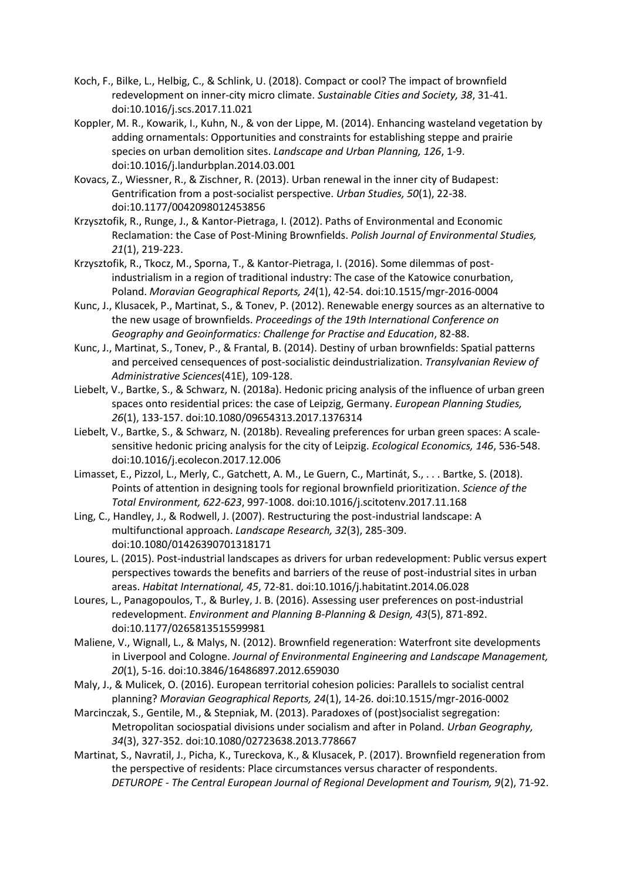Koch, F., Bilke, L., Helbig, C., & Schlink, U. (2018). Compact or cool? The impact of brownfield redevelopment on inner-city micro climate. *Sustainable Cities and Society, 38*, 31-41. doi:10.1016/j.scs.2017.11.021

Koppler, M. R., Kowarik, I., Kuhn, N., & von der Lippe, M. (2014). Enhancing wasteland vegetation by adding ornamentals: Opportunities and constraints for establishing steppe and prairie species on urban demolition sites. *Landscape and Urban Planning, 126*, 1-9. doi:10.1016/j.landurbplan.2014.03.001

Kovacs, Z., Wiessner, R., & Zischner, R. (2013). Urban renewal in the inner city of Budapest: Gentrification from a post-socialist perspective. *Urban Studies, 50*(1), 22-38. doi:10.1177/0042098012453856

Krzysztofik, R., Runge, J., & Kantor-Pietraga, I. (2012). Paths of Environmental and Economic Reclamation: the Case of Post-Mining Brownfields. *Polish Journal of Environmental Studies, 21*(1), 219-223.

Krzysztofik, R., Tkocz, M., Sporna, T., & Kantor-Pietraga, I. (2016). Some dilemmas of post-industrialism in a region of traditional industry: The case of the Katowice conurbation, Poland. *Moravian Geographical Reports, 24*(1), 42-54. doi:10.1515/mgr-2016-0004

Kunc, J., Klusacek, P., Martinat, S., & Tonev, P. (2012). Renewable energy sources as an alternative to the new usage of brownfields. *Proceedings of the 19th International Conference on Geography and Geoinformatics: Challenge for Practise and Education*, 82-88.

Kunc, J., Martinat, S., Tonev, P., & Frantal, B. (2014). Destiny of urban brownfields: Spatial patterns and perceived censequences of post-socialistic deindustrialization. *Transylvanian Review of Administrative Sciences*(41E), 109-128.

Liebelt, V., Bartke, S., & Schwarz, N. (2018a). Hedonic pricing analysis of the influence of urban green spaces onto residential prices: the case of Leipzig, Germany. *European Planning Studies, 26*(1), 133-157. doi:10.1080/09654313.2017.1376314

Liebelt, V., Bartke, S., & Schwarz, N. (2018b). Revealing preferences for urban green spaces: A scale-sensitive hedonic pricing analysis for the city of Leipzig. *Ecological Economics, 146*, 536-548. doi:10.1016/j.ecolecon.2017.12.006

Limasset, E., Pizzol, L., Merly, C., Gatchett, A. M., Le Guern, C., Martinát, S., . . . Bartke, S. (2018). Points of attention in designing tools for regional brownfield prioritization. *Science of the Total Environment, 622-623*, 997-1008. doi:10.1016/j.scitotenv.2017.11.168

Ling, C., Handley, J., & Rodwell, J. (2007). Restructuring the post-industrial landscape: A multifunctional approach. *Landscape Research, 32*(3), 285-309. doi:10.1080/01426390701318171

Loures, L. (2015). Post-industrial landscapes as drivers for urban redevelopment: Public versus expert perspectives towards the benefits and barriers of the reuse of post-industrial sites in urban areas. *Habitat International, 45*, 72-81. doi:10.1016/j.habitatint.2014.06.028

Loures, L., Panagopoulos, T., & Burley, J. B. (2016). Assessing user preferences on post-industrial redevelopment. *Environment and Planning B-Planning & Design, 43*(5), 871-892. doi:10.1177/0265813515599981

Maliene, V., Wignall, L., & Malys, N. (2012). Brownfield regeneration: Waterfront site developments in Liverpool and Cologne. *Journal of Environmental Engineering and Landscape Management, 20*(1), 5-16. doi:10.3846/16486897.2012.659030

Maly, J., & Mulicek, O. (2016). European territorial cohesion policies: Parallels to socialist central planning? *Moravian Geographical Reports, 24*(1), 14-26. doi:10.1515/mgr-2016-0002

Marcinczak, S., Gentile, M., & Stepniak, M. (2013). Paradoxes of (post)socialist segregation: Metropolitan sociospatial divisions under socialism and after in Poland. *Urban Geography, 34*(3), 327-352. doi:10.1080/02723638.2013.778667

Martinat, S., Navratil, J., Picha, K., Tureckova, K., & Klusacek, P. (2017). Brownfield regeneration from the perspective of residents: Place circumstances versus character of respondents. *DETUROPE - The Central European Journal of Regional Development and Tourism, 9*(2), 71-92.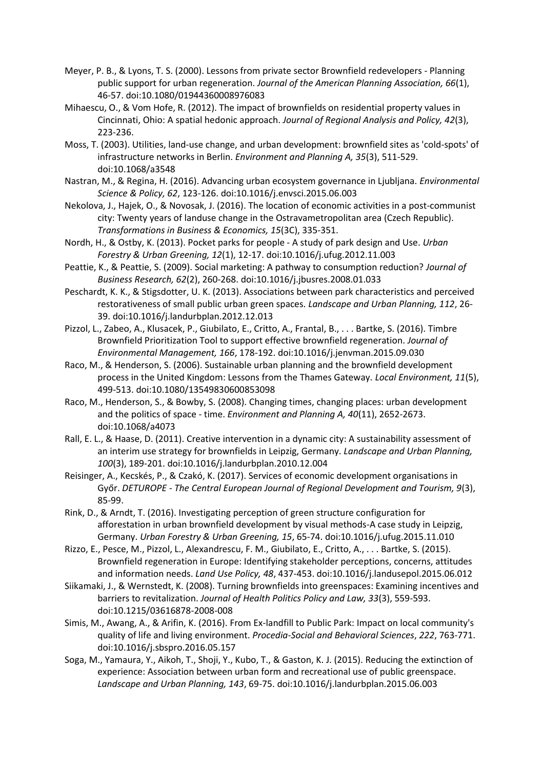Meyer, P. B., & Lyons, T. S. (2000). Lessons from private sector Brownfield redevelopers - Planning public support for urban regeneration. *Journal of the American Planning Association, 66*(1), 46-57. doi:10.1080/01944360008976083

Mihaescu, O., & Vom Hofe, R. (2012). The impact of brownfields on residential property values in Cincinnati, Ohio: A spatial hedonic approach. *Journal of Regional Analysis and Policy, 42*(3), 223-236.

Moss, T. (2003). Utilities, land-use change, and urban development: brownfield sites as 'cold-spots' of infrastructure networks in Berlin. *Environment and Planning A, 35*(3), 511-529. doi:10.1068/a3548

Nastran, M., & Regina, H. (2016). Advancing urban ecosystem governance in Ljubljana. *Environmental Science & Policy, 62*, 123-126. doi:10.1016/j.envsci.2015.06.003

Nekolova, J., Hajek, O., & Novosak, J. (2016). The location of economic activities in a post-communist city: Twenty years of landuse change in the Ostravametropolitan area (Czech Republic). *Transformations in Business & Economics, 15*(3C), 335-351.

Nordh, H., & Ostby, K. (2013). Pocket parks for people - A study of park design and Use. *Urban Forestry & Urban Greening, 12*(1), 12-17. doi:10.1016/j.ufug.2012.11.003

Peattie, K., & Peattie, S. (2009). Social marketing: A pathway to consumption reduction? *Journal of Business Research, 62*(2), 260-268. doi:10.1016/j.jbusres.2008.01.033

Peschardt, K. K., & Stigsdotter, U. K. (2013). Associations between park characteristics and perceived restorativeness of small public urban green spaces. *Landscape and Urban Planning, 112*, 26-39. doi:10.1016/j.landurbplan.2012.12.013

Pizzol, L., Zabeo, A., Klusacek, P., Giubilato, E., Critto, A., Frantal, B., . . . Bartke, S. (2016). Timbre Brownfield Prioritization Tool to support effective brownfield regeneration. *Journal of Environmental Management, 166*, 178-192. doi:10.1016/j.jenvman.2015.09.030

Raco, M., & Henderson, S. (2006). Sustainable urban planning and the brownfield development process in the United Kingdom: Lessons from the Thames Gateway. *Local Environment, 11*(5), 499-513. doi:10.1080/13549830600853098

Raco, M., Henderson, S., & Bowby, S. (2008). Changing times, changing places: urban development and the politics of space - time. *Environment and Planning A, 40*(11), 2652-2673. doi:10.1068/a4073

Rall, E. L., & Haase, D. (2011). Creative intervention in a dynamic city: A sustainability assessment of an interim use strategy for brownfields in Leipzig, Germany. *Landscape and Urban Planning, 100*(3), 189-201. doi:10.1016/j.landurbplan.2010.12.004

Reisinger, A., Kecskés, P., & Czakó, K. (2017). Services of economic development organisations in Győr. *DETUROPE - The Central European Journal of Regional Development and Tourism, 9*(3), 85-99.

Rink, D., & Arndt, T. (2016). Investigating perception of green structure configuration for afforestation in urban brownfield development by visual methods-A case study in Leipzig, Germany. *Urban Forestry & Urban Greening, 15*, 65-74. doi:10.1016/j.ufug.2015.11.010

Rizzo, E., Pesce, M., Pizzol, L., Alexandrescu, F. M., Giubilato, E., Critto, A., . . . Bartke, S. (2015). Brownfield regeneration in Europe: Identifying stakeholder perceptions, concerns, attitudes and information needs. *Land Use Policy, 48*, 437-453. doi:10.1016/j.landusepol.2015.06.012

Siikamaki, J., & Wernstedt, K. (2008). Turning brownfields into greenspaces: Examining incentives and barriers to revitalization. *Journal of Health Politics Policy and Law, 33*(3), 559-593. doi:10.1215/03616878-2008-008

Simis, M., Awang, A., & Arifin, K. (2016). From Ex-landfill to Public Park: Impact on local community's quality of life and living environment. *Procedia-Social and Behavioral Sciences*, *222*, 763-771. doi:10.1016/j.sbspro.2016.05.157

Soga, M., Yamaura, Y., Aikoh, T., Shoji, Y., Kubo, T., & Gaston, K. J. (2015). Reducing the extinction of experience: Association between urban form and recreational use of public greenspace. *Landscape and Urban Planning, 143*, 69-75. doi:10.1016/j.landurbplan.2015.06.003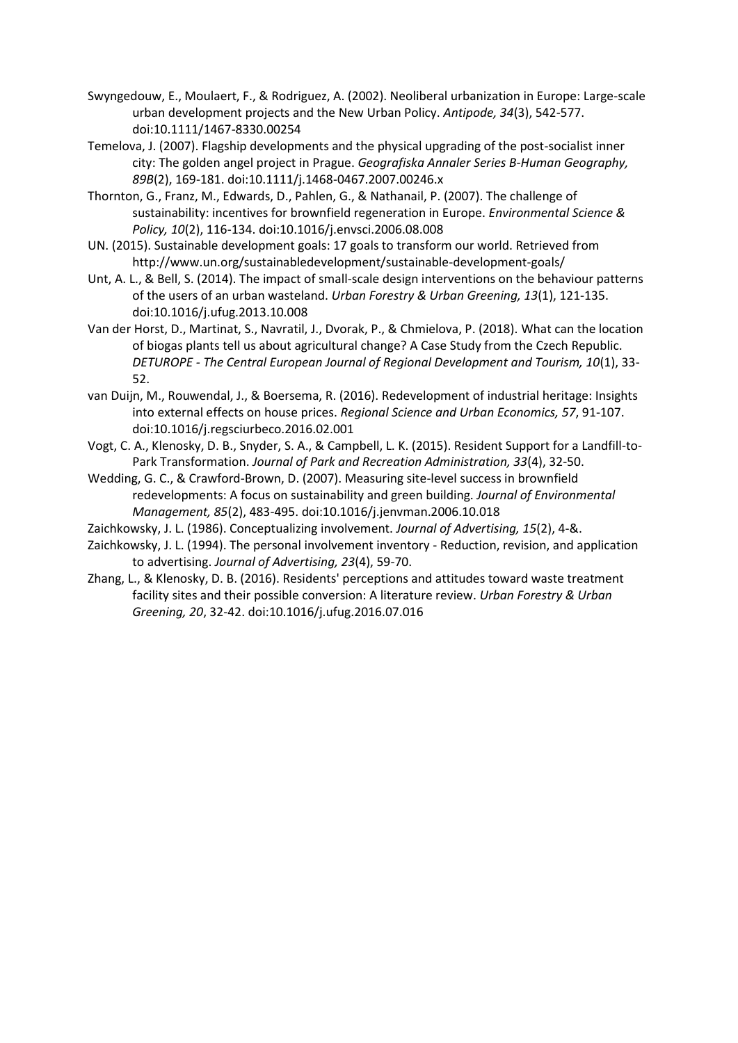Swyngedouw, E., Moulaert, F., & Rodriguez, A. (2002). Neoliberal urbanization in Europe: Large-scale urban development projects and the New Urban Policy. *Antipode, 34*(3), 542-577. doi:10.1111/1467-8330.00254

Temelova, J. (2007). Flagship developments and the physical upgrading of the post-socialist inner city: The golden angel project in Prague. *Geografiska Annaler Series B-Human Geography, 89B*(2), 169-181. doi:10.1111/j.1468-0467.2007.00246.x

Thornton, G., Franz, M., Edwards, D., Pahlen, G., & Nathanail, P. (2007). The challenge of sustainability: incentives for brownfield regeneration in Europe. *Environmental Science & Policy, 10*(2), 116-134. doi:10.1016/j.envsci.2006.08.008

UN. (2015). Sustainable development goals: 17 goals to transform our world. Retrieved from http://www.un.org/sustainabledevelopment/sustainable-development-goals/

Unt, A. L., & Bell, S. (2014). The impact of small-scale design interventions on the behaviour patterns of the users of an urban wasteland. *Urban Forestry & Urban Greening, 13*(1), 121-135. doi:10.1016/j.ufug.2013.10.008

Van der Horst, D., Martinat, S., Navratil, J., Dvorak, P., & Chmielova, P. (2018). What can the location of biogas plants tell us about agricultural change? A Case Study from the Czech Republic. *DETUROPE - The Central European Journal of Regional Development and Tourism, 10*(1), 33-52.

van Duijn, M., Rouwendal, J., & Boersema, R. (2016). Redevelopment of industrial heritage: Insights into external effects on house prices. *Regional Science and Urban Economics, 57*, 91-107. doi:10.1016/j.regsciurbeco.2016.02.001

Vogt, C. A., Klenosky, D. B., Snyder, S. A., & Campbell, L. K. (2015). Resident Support for a Landfill-to-Park Transformation. *Journal of Park and Recreation Administration, 33*(4), 32-50.

Wedding, G. C., & Crawford-Brown, D. (2007). Measuring site-level success in brownfield redevelopments: A focus on sustainability and green building. *Journal of Environmental Management, 85*(2), 483-495. doi:10.1016/j.jenvman.2006.10.018

Zaichkowsky, J. L. (1986). Conceptualizing involvement. *Journal of Advertising, 15*(2), 4-&.

Zaichkowsky, J. L. (1994). The personal involvement inventory - Reduction, revision, and application to advertising. *Journal of Advertising, 23*(4), 59-70.

Zhang, L., & Klenosky, D. B. (2016). Residents' perceptions and attitudes toward waste treatment facility sites and their possible conversion: A literature review. *Urban Forestry & Urban Greening, 20*, 32-42. doi:10.1016/j.ufug.2016.07.016